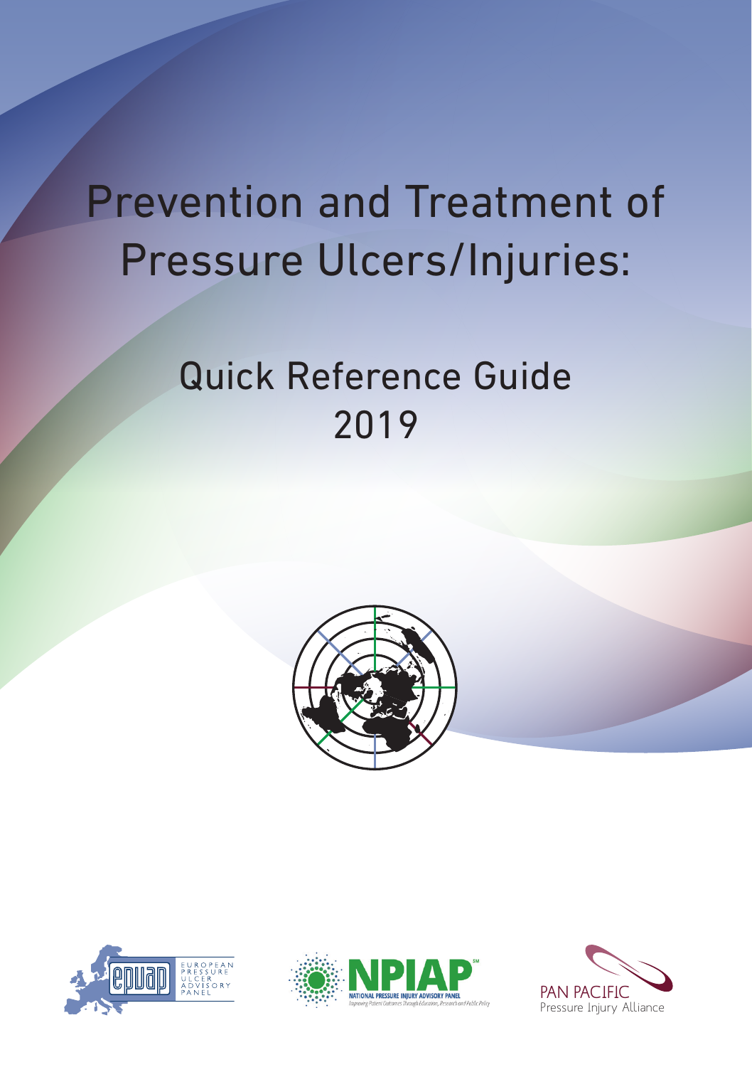# Prevention and Treatment of Pressure Ulcers/Injuries:

## Quick Reference Guide 2019

EUROPEAN PRESSURE ULCER ADVISORY PANEL

NPIAP NATIONAL PRESSURE INJURY ADVISORY PANEL

Improving Patient Outcomes Through Education, Research and Public Policy

PAN PACIFIC Pressure Injury Alliance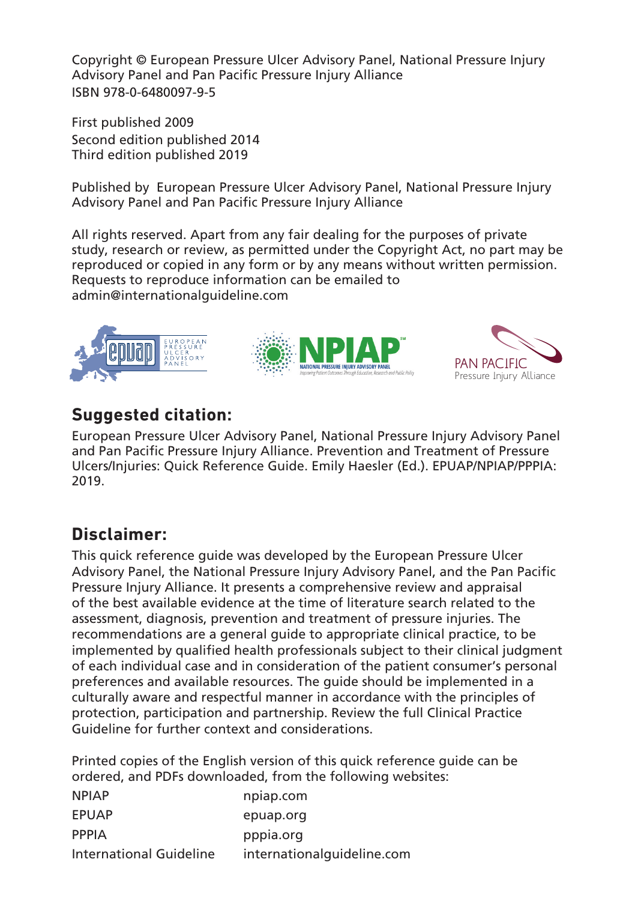Copyright © European Pressure Ulcer Advisory Panel, National Pressure Injury Advisory Panel and Pan Pacific Pressure Injury Alliance
ISBN 978-0-6480097-9-5

First published 2009
Second edition published 2014
Third edition published 2019

Published by European Pressure Ulcer Advisory Panel, National Pressure Injury Advisory Panel and Pan Pacific Pressure Injury Alliance

All rights reserved. Apart from any fair dealing for the purposes of private study, research or review, as permitted under the Copyright Act, no part may be reproduced or copied in any form or by any means without written permission. Requests to reproduce information can be emailed to admin@internationalguideline.com

## Suggested citation:

European Pressure Ulcer Advisory Panel, National Pressure Injury Advisory Panel and Pan Pacific Pressure Injury Alliance. Prevention and Treatment of Pressure Ulcers/Injuries: Quick Reference Guide. Emily Haesler (Ed.). EPUAP/NPIAP/PPPIA: 2019.

## Disclaimer:

This quick reference guide was developed by the European Pressure Ulcer Advisory Panel, the National Pressure Injury Advisory Panel, and the Pan Pacific Pressure Injury Alliance. It presents a comprehensive review and appraisal of the best available evidence at the time of literature search related to the assessment, diagnosis, prevention and treatment of pressure injuries. The recommendations are a general guide to appropriate clinical practice, to be implemented by qualified health professionals subject to their clinical judgment of each individual case and in consideration of the patient consumer's personal preferences and available resources. The guide should be implemented in a culturally aware and respectful manner in accordance with the principles of protection, participation and partnership. Review the full Clinical Practice Guideline for further context and considerations.

Printed copies of the English version of this quick reference guide can be ordered, and PDFs downloaded, from the following websites:

| | |
|---|---|
| NPIAP | npiap.com |
| EPUAP | epuap.org |
| PPPIA | pppia.org |
| International Guideline | internationalguideline.com |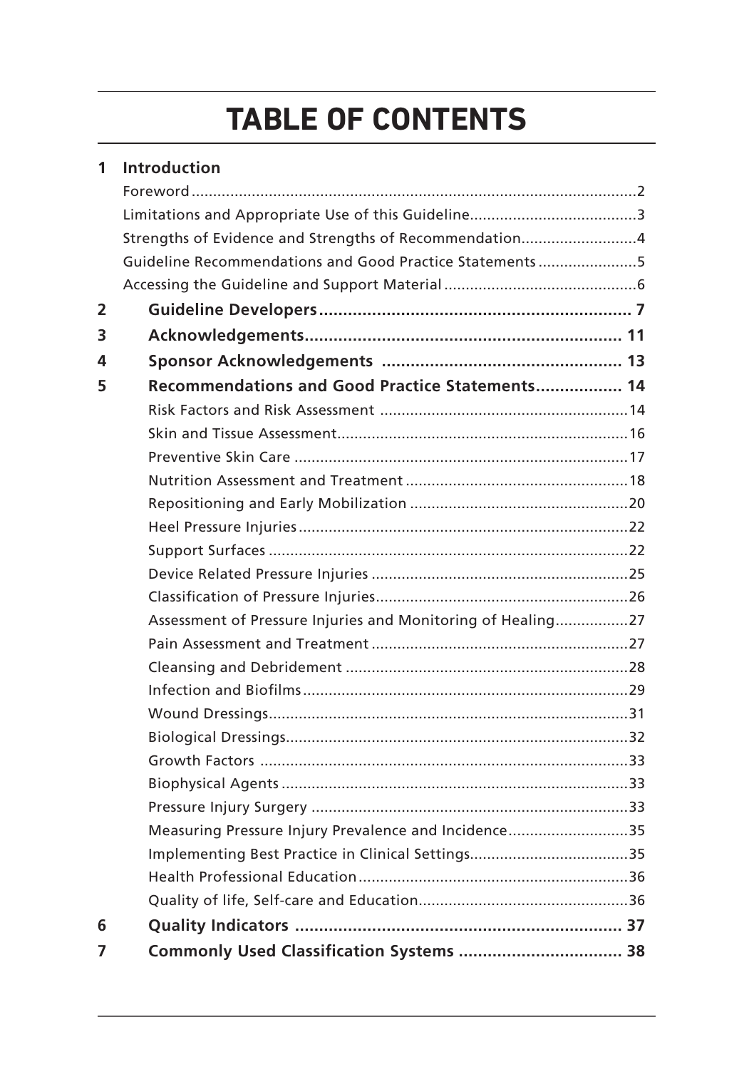# TABLE OF CONTENTS

**1 Introduction**

- Foreword ........................................................................................................2
- Limitations and Appropriate Use of this Guideline.......................................3
- Strengths of Evidence and Strengths of Recommendation...........................4
- Guideline Recommendations and Good Practice Statements .......................5
- Accessing the Guideline and Support Material .............................................6

**2 Guideline Developers ................................................................ 7**

**3 Acknowledgements.................................................................. 11**

**4 Sponsor Acknowledgements ................................................. 13**

**5 Recommendations and Good Practice Statements.................. 14**

- Risk Factors and Risk Assessment ..........................................................14
- Skin and Tissue Assessment....................................................................16
- Preventive Skin Care ..............................................................................17
- Nutrition Assessment and Treatment ....................................................18
- Repositioning and Early Mobilization ...................................................20
- Heel Pressure Injuries .............................................................................22
- Support Surfaces ....................................................................................22
- Device Related Pressure Injuries ............................................................25
- Classification of Pressure Injuries...........................................................26
- Assessment of Pressure Injuries and Monitoring of Healing.................27
- Pain Assessment and Treatment ............................................................27
- Cleansing and Debridement ..................................................................28
- Infection and Biofilms ............................................................................29
- Wound Dressings....................................................................................31
- Biological Dressings................................................................................32
- Growth Factors ......................................................................................33
- Biophysical Agents .................................................................................33
- Pressure Injury Surgery ..........................................................................33
- Measuring Pressure Injury Prevalence and Incidence............................35
- Implementing Best Practice in Clinical Settings.....................................35
- Health Professional Education...............................................................36
- Quality of life, Self-care and Education.................................................36

**6 Quality Indicators .................................................................... 37**

**7 Commonly Used Classification Systems .................................. 38**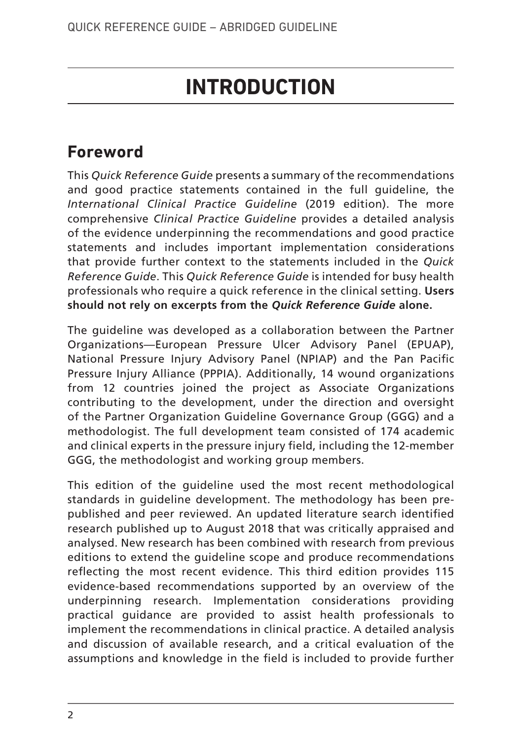# INTRODUCTION

## Foreword

This *Quick Reference Guide* presents a summary of the recommendations and good practice statements contained in the full guideline, the *International Clinical Practice Guideline* (2019 edition). The more comprehensive *Clinical Practice Guideline* provides a detailed analysis of the evidence underpinning the recommendations and good practice statements and includes important implementation considerations that provide further context to the statements included in the *Quick Reference Guide*. This *Quick Reference Guide* is intended for busy health professionals who require a quick reference in the clinical setting. **Users should not rely on excerpts from the *Quick Reference Guide* alone.**

The guideline was developed as a collaboration between the Partner Organizations—European Pressure Ulcer Advisory Panel (EPUAP), National Pressure Injury Advisory Panel (NPIAP) and the Pan Pacific Pressure Injury Alliance (PPPIA). Additionally, 14 wound organizations from 12 countries joined the project as Associate Organizations contributing to the development, under the direction and oversight of the Partner Organization Guideline Governance Group (GGG) and a methodologist. The full development team consisted of 174 academic and clinical experts in the pressure injury field, including the 12-member GGG, the methodologist and working group members.

This edition of the guideline used the most recent methodological standards in guideline development. The methodology has been pre-published and peer reviewed. An updated literature search identified research published up to August 2018 that was critically appraised and analysed. New research has been combined with research from previous editions to extend the guideline scope and produce recommendations reflecting the most recent evidence. This third edition provides 115 evidence-based recommendations supported by an overview of the underpinning research. Implementation considerations providing practical guidance are provided to assist health professionals to implement the recommendations in clinical practice. A detailed analysis and discussion of available research, and a critical evaluation of the assumptions and knowledge in the field is included to provide further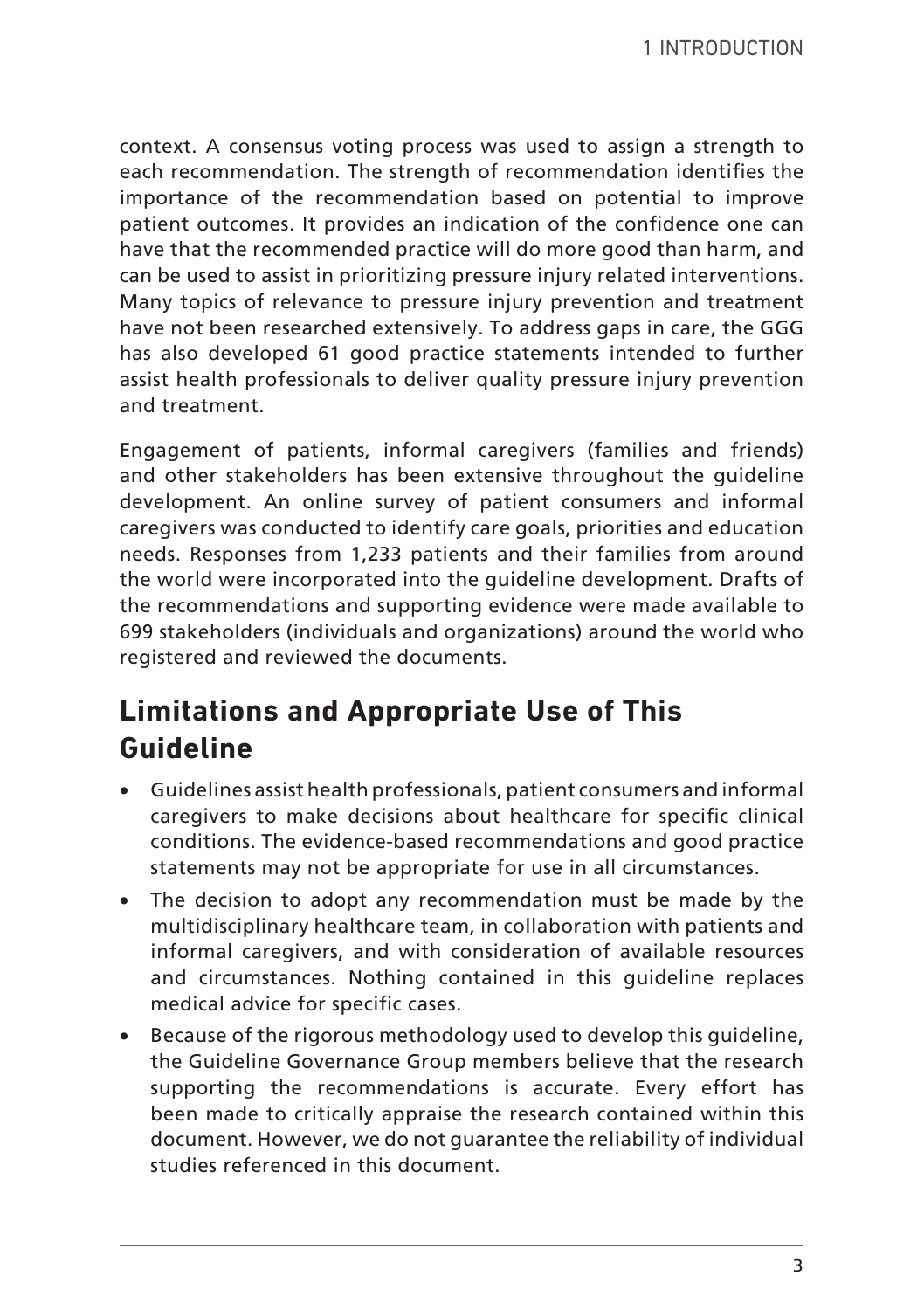context. A consensus voting process was used to assign a strength to each recommendation. The strength of recommendation identifies the importance of the recommendation based on potential to improve patient outcomes. It provides an indication of the confidence one can have that the recommended practice will do more good than harm, and can be used to assist in prioritizing pressure injury related interventions. Many topics of relevance to pressure injury prevention and treatment have not been researched extensively. To address gaps in care, the GGG has also developed 61 good practice statements intended to further assist health professionals to deliver quality pressure injury prevention and treatment.

Engagement of patients, informal caregivers (families and friends) and other stakeholders has been extensive throughout the guideline development. An online survey of patient consumers and informal caregivers was conducted to identify care goals, priorities and education needs. Responses from 1,233 patients and their families from around the world were incorporated into the guideline development. Drafts of the recommendations and supporting evidence were made available to 699 stakeholders (individuals and organizations) around the world who registered and reviewed the documents.

## Limitations and Appropriate Use of This Guideline

- Guidelines assist health professionals, patient consumers and informal caregivers to make decisions about healthcare for specific clinical conditions. The evidence-based recommendations and good practice statements may not be appropriate for use in all circumstances.
- The decision to adopt any recommendation must be made by the multidisciplinary healthcare team, in collaboration with patients and informal caregivers, and with consideration of available resources and circumstances. Nothing contained in this guideline replaces medical advice for specific cases.
- Because of the rigorous methodology used to develop this guideline, the Guideline Governance Group members believe that the research supporting the recommendations is accurate. Every effort has been made to critically appraise the research contained within this document. However, we do not guarantee the reliability of individual studies referenced in this document.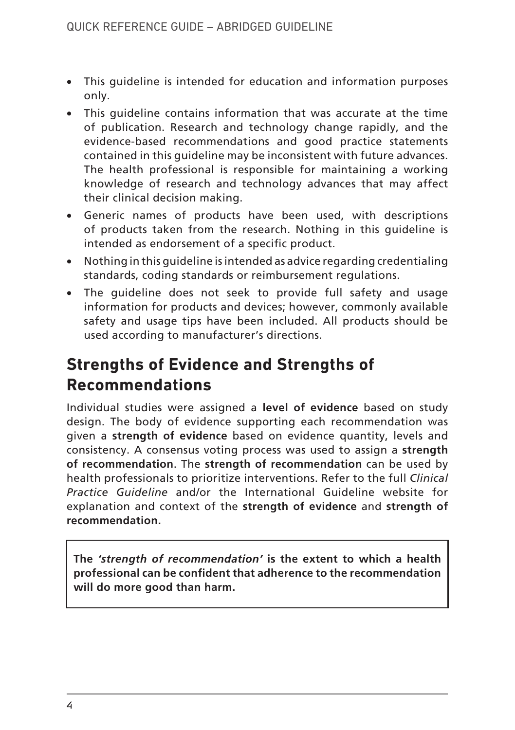- This guideline is intended for education and information purposes only.
- This guideline contains information that was accurate at the time of publication. Research and technology change rapidly, and the evidence-based recommendations and good practice statements contained in this guideline may be inconsistent with future advances. The health professional is responsible for maintaining a working knowledge of research and technology advances that may affect their clinical decision making.
- Generic names of products have been used, with descriptions of products taken from the research. Nothing in this guideline is intended as endorsement of a specific product.
- Nothing in this guideline is intended as advice regarding credentialing standards, coding standards or reimbursement regulations.
- The guideline does not seek to provide full safety and usage information for products and devices; however, commonly available safety and usage tips have been included. All products should be used according to manufacturer's directions.

## Strengths of Evidence and Strengths of Recommendations

Individual studies were assigned a **level of evidence** based on study design. The body of evidence supporting each recommendation was given a **strength of evidence** based on evidence quantity, levels and consistency. A consensus voting process was used to assign a **strength of recommendation**. The **strength of recommendation** can be used by health professionals to prioritize interventions. Refer to the full *Clinical Practice Guideline* and/or the International Guideline website for explanation and context of the **strength of evidence** and **strength of recommendation.**

**The *'strength of recommendation'* is the extent to which a health professional can be confident that adherence to the recommendation will do more good than harm.**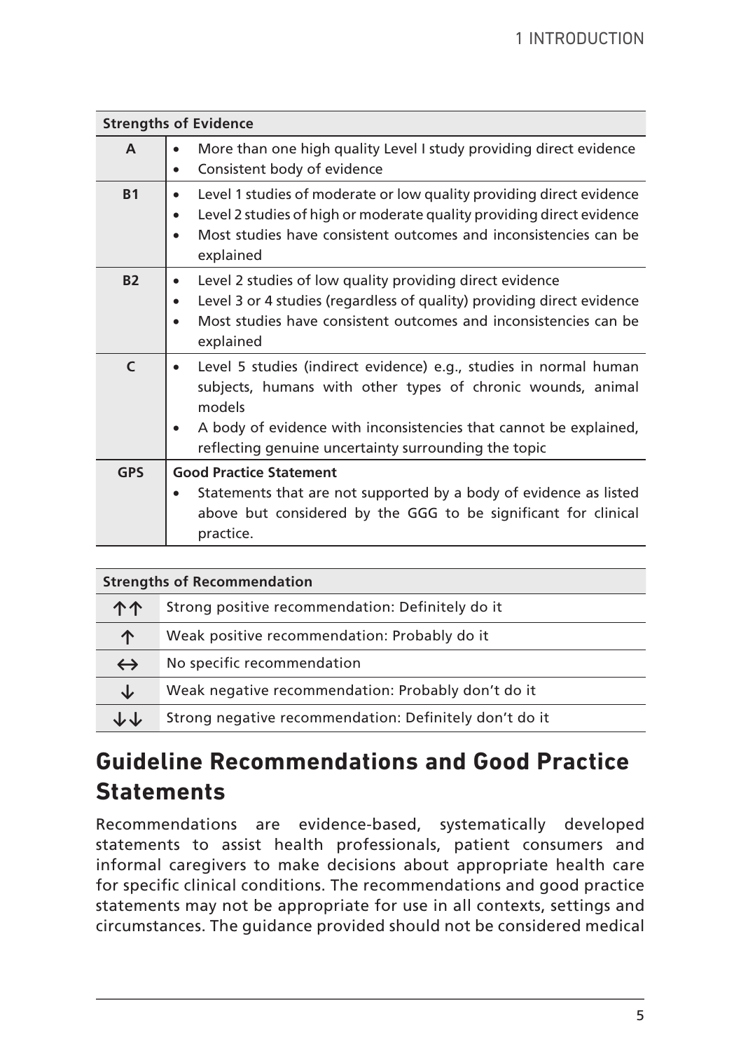| Strengths of Evidence | |
|---|---|
| **A** | • More than one high quality Level I study providing direct evidence<br>• Consistent body of evidence |
| **B1** | • Level 1 studies of moderate or low quality providing direct evidence<br>• Level 2 studies of high or moderate quality providing direct evidence<br>• Most studies have consistent outcomes and inconsistencies can be explained |
| **B2** | • Level 2 studies of low quality providing direct evidence<br>• Level 3 or 4 studies (regardless of quality) providing direct evidence<br>• Most studies have consistent outcomes and inconsistencies can be explained |
| **C** | • Level 5 studies (indirect evidence) e.g., studies in normal human subjects, humans with other types of chronic wounds, animal models<br>• A body of evidence with inconsistencies that cannot be explained, reflecting genuine uncertainty surrounding the topic |
| **GPS** | **Good Practice Statement**<br>• Statements that are not supported by a body of evidence as listed above but considered by the GGG to be significant for clinical practice. |

| Strengths of Recommendation | |
|---|---|
| ↑↑ | Strong positive recommendation: Definitely do it |
| ↑ | Weak positive recommendation: Probably do it |
| ↔ | No specific recommendation |
| ↓ | Weak negative recommendation: Probably don't do it |
| ↓↓ | Strong negative recommendation: Definitely don't do it |

## Guideline Recommendations and Good Practice Statements

Recommendations are evidence-based, systematically developed statements to assist health professionals, patient consumers and informal caregivers to make decisions about appropriate health care for specific clinical conditions. The recommendations and good practice statements may not be appropriate for use in all contexts, settings and circumstances. The guidance provided should not be considered medical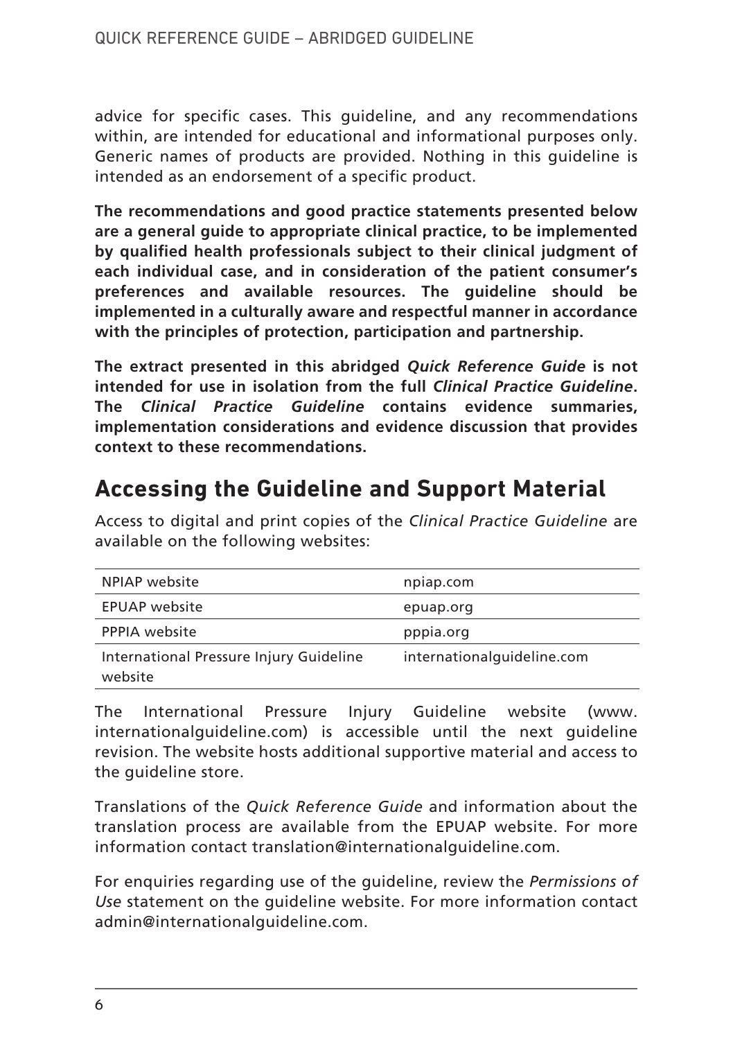advice for specific cases. This guideline, and any recommendations within, are intended for educational and informational purposes only. Generic names of products are provided. Nothing in this guideline is intended as an endorsement of a specific product.

**The recommendations and good practice statements presented below are a general guide to appropriate clinical practice, to be implemented by qualified health professionals subject to their clinical judgment of each individual case, and in consideration of the patient consumer's preferences and available resources. The guideline should be implemented in a culturally aware and respectful manner in accordance with the principles of protection, participation and partnership.**

**The extract presented in this abridged *Quick Reference Guide* is not intended for use in isolation from the full *Clinical Practice Guideline*. The *Clinical Practice Guideline* contains evidence summaries, implementation considerations and evidence discussion that provides context to these recommendations.**

## Accessing the Guideline and Support Material

Access to digital and print copies of the *Clinical Practice Guideline* are available on the following websites:

| | |
|---|---|
| NPIAP website | npiap.com |
| EPUAP website | epuap.org |
| PPPIA website | pppia.org |
| International Pressure Injury Guideline website | internationalguideline.com |

The International Pressure Injury Guideline website (www.internationalguideline.com) is accessible until the next guideline revision. The website hosts additional supportive material and access to the guideline store.

Translations of the *Quick Reference Guide* and information about the translation process are available from the EPUAP website. For more information contact translation@internationalguideline.com.

For enquiries regarding use of the guideline, review the *Permissions of Use* statement on the guideline website. For more information contact admin@internationalguideline.com.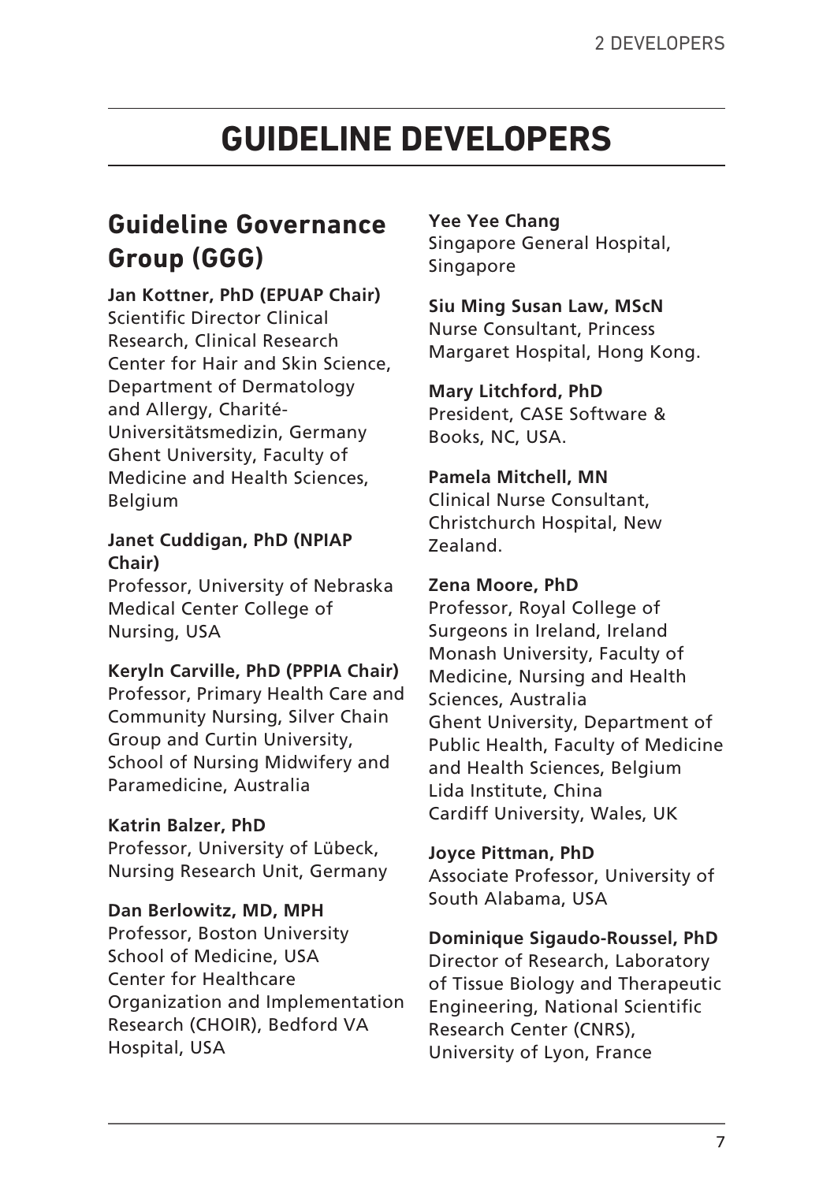# GUIDELINE DEVELOPERS

## Guideline Governance Group (GGG)

**Jan Kottner, PhD (EPUAP Chair)**
Scientific Director Clinical Research, Clinical Research Center for Hair and Skin Science, Department of Dermatology and Allergy, Charité-Universitätsmedizin, Germany
Ghent University, Faculty of Medicine and Health Sciences, Belgium

**Janet Cuddigan, PhD (NPIAP Chair)**
Professor, University of Nebraska Medical Center College of Nursing, USA

**Keryln Carville, PhD (PPPIA Chair)**
Professor, Primary Health Care and Community Nursing, Silver Chain Group and Curtin University, School of Nursing Midwifery and Paramedicine, Australia

**Katrin Balzer, PhD**
Professor, University of Lübeck, Nursing Research Unit, Germany

**Dan Berlowitz, MD, MPH**
Professor, Boston University School of Medicine, USA
Center for Healthcare Organization and Implementation Research (CHOIR), Bedford VA Hospital, USA

**Yee Yee Chang**
Singapore General Hospital, Singapore

**Siu Ming Susan Law, MScN**
Nurse Consultant, Princess Margaret Hospital, Hong Kong.

**Mary Litchford, PhD**
President, CASE Software & Books, NC, USA.

**Pamela Mitchell, MN**
Clinical Nurse Consultant, Christchurch Hospital, New Zealand.

**Zena Moore, PhD**
Professor, Royal College of Surgeons in Ireland, Ireland
Monash University, Faculty of Medicine, Nursing and Health Sciences, Australia
Ghent University, Department of Public Health, Faculty of Medicine and Health Sciences, Belgium
Lida Institute, China
Cardiff University, Wales, UK

**Joyce Pittman, PhD**
Associate Professor, University of South Alabama, USA

**Dominique Sigaudo-Roussel, PhD**
Director of Research, Laboratory of Tissue Biology and Therapeutic Engineering, National Scientific Research Center (CNRS), University of Lyon, France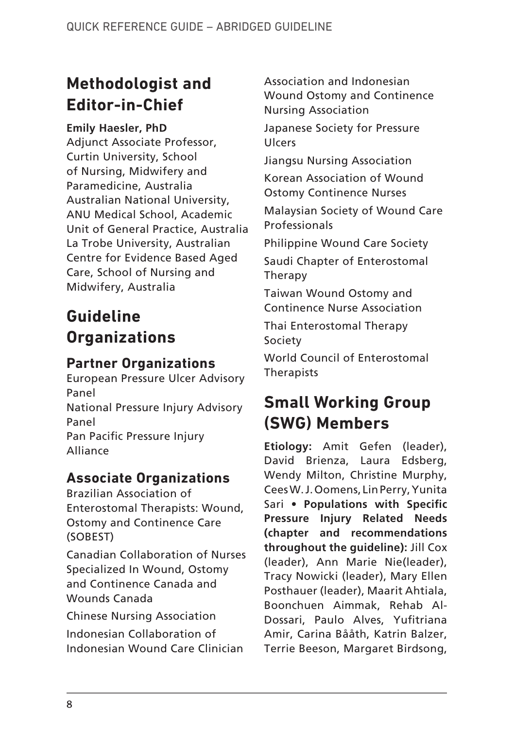## Methodologist and Editor-in-Chief

**Emily Haesler, PhD**
Adjunct Associate Professor, Curtin University, School of Nursing, Midwifery and Paramedicine, Australia
Australian National University, ANU Medical School, Academic Unit of General Practice, Australia
La Trobe University, Australian Centre for Evidence Based Aged Care, School of Nursing and Midwifery, Australia

## Guideline Organizations

### Partner Organizations

European Pressure Ulcer Advisory Panel
National Pressure Injury Advisory Panel
Pan Pacific Pressure Injury Alliance

### Associate Organizations

Brazilian Association of Enterostomal Therapists: Wound, Ostomy and Continence Care (SOBEST)

Canadian Collaboration of Nurses Specialized In Wound, Ostomy and Continence Canada and Wounds Canada

Chinese Nursing Association

Indonesian Collaboration of Indonesian Wound Care Clinician Association and Indonesian Wound Ostomy and Continence Nursing Association

Japanese Society for Pressure Ulcers

Jiangsu Nursing Association

Korean Association of Wound Ostomy Continence Nurses

Malaysian Society of Wound Care Professionals

Philippine Wound Care Society

Saudi Chapter of Enterostomal Therapy

Taiwan Wound Ostomy and Continence Nurse Association

Thai Enterostomal Therapy Society

World Council of Enterostomal Therapists

## Small Working Group (SWG) Members

**Etiology:** Amit Gefen (leader), David Brienza, Laura Edsberg, Wendy Milton, Christine Murphy, Cees W. J. Oomens, Lin Perry, Yunita Sari • **Populations with Specific Pressure Injury Related Needs (chapter and recommendations throughout the guideline):** Jill Cox (leader), Ann Marie Nie(leader), Tracy Nowicki (leader), Mary Ellen Posthauer (leader), Maarit Ahtiala, Boonchuen Aimmak, Rehab Al-Dossari, Paulo Alves, Yufitriana Amir, Carina Bååth, Katrin Balzer, Terrie Beeson, Margaret Birdsong,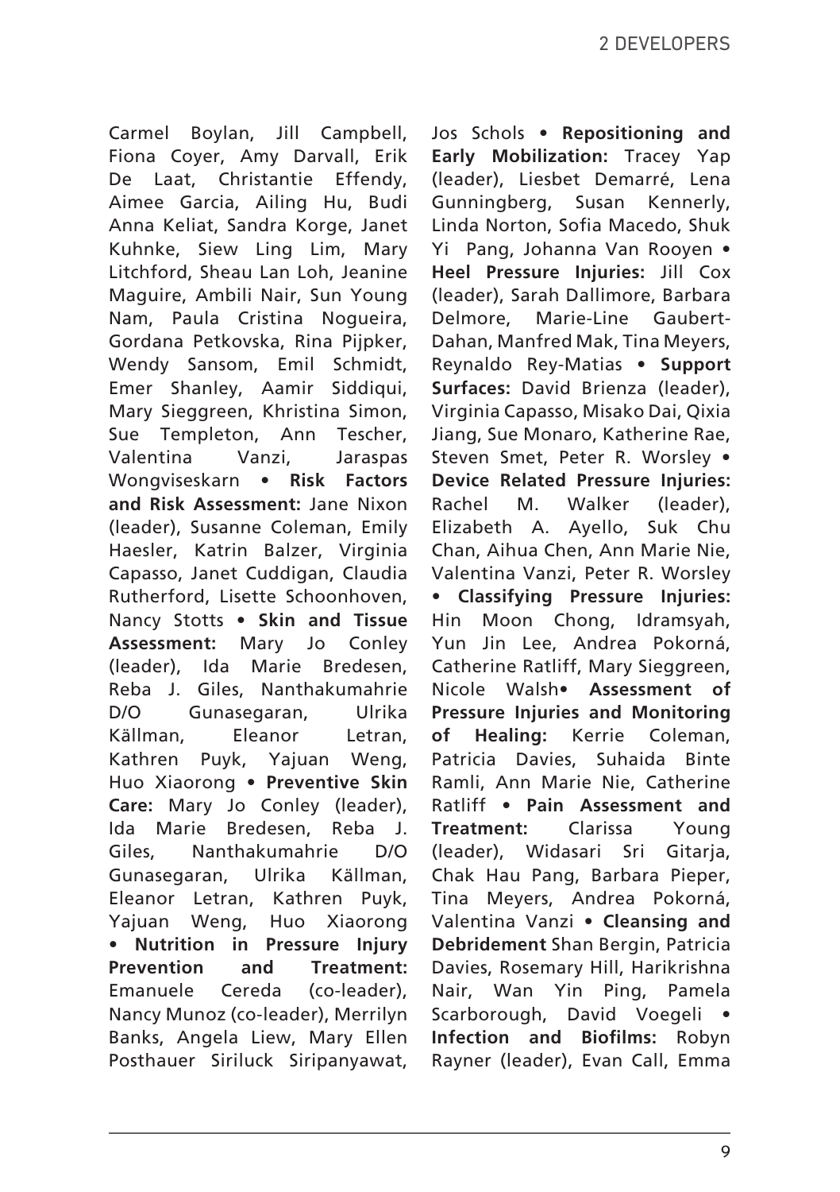Carmel Boylan, Jill Campbell, Fiona Coyer, Amy Darvall, Erik De Laat, Christantie Effendy, Aimee Garcia, Ailing Hu, Budi Anna Keliat, Sandra Korge, Janet Kuhnke, Siew Ling Lim, Mary Litchford, Sheau Lan Loh, Jeanine Maguire, Ambili Nair, Sun Young Nam, Paula Cristina Nogueira, Gordana Petkovska, Rina Pijpker, Wendy Sansom, Emil Schmidt, Emer Shanley, Aamir Siddiqui, Mary Sieggreen, Khristina Simon, Sue Templeton, Ann Tescher, Valentina Vanzi, Jaraspas Wongviseskarn • **Risk Factors and Risk Assessment:** Jane Nixon (leader), Susanne Coleman, Emily Haesler, Katrin Balzer, Virginia Capasso, Janet Cuddigan, Claudia Rutherford, Lisette Schoonhoven, Nancy Stotts • **Skin and Tissue Assessment:** Mary Jo Conley (leader), Ida Marie Bredesen, Reba J. Giles, Nanthakumahrie D/O Gunasegaran, Ulrika Källman, Eleanor Letran, Kathren Puyk, Yajuan Weng, Huo Xiaorong • **Preventive Skin Care:** Mary Jo Conley (leader), Ida Marie Bredesen, Reba J. Giles, Nanthakumahrie D/O Gunasegaran, Ulrika Källman, Eleanor Letran, Kathren Puyk, Yajuan Weng, Huo Xiaorong • **Nutrition in Pressure Injury Prevention and Treatment:** Emanuele Cereda (co-leader), Nancy Munoz (co-leader), Merrilyn Banks, Angela Liew, Mary Ellen Posthauer Siriluck Siripanyawat, Jos Schols • **Repositioning and Early Mobilization:** Tracey Yap (leader), Liesbet Demarré, Lena Gunningberg, Susan Kennerly, Linda Norton, Sofia Macedo, Shuk Yi Pang, Johanna Van Rooyen • **Heel Pressure Injuries:** Jill Cox (leader), Sarah Dallimore, Barbara Delmore, Marie-Line Gaubert-Dahan, Manfred Mak, Tina Meyers, Reynaldo Rey-Matias • **Support Surfaces:** David Brienza (leader), Virginia Capasso, Misako Dai, Qixia Jiang, Sue Monaro, Katherine Rae, Steven Smet, Peter R. Worsley • **Device Related Pressure Injuries:** Rachel M. Walker (leader), Elizabeth A. Ayello, Suk Chu Chan, Aihua Chen, Ann Marie Nie, Valentina Vanzi, Peter R. Worsley • **Classifying Pressure Injuries:** Hin Moon Chong, Idramsyah, Yun Jin Lee, Andrea Pokorná, Catherine Ratliff, Mary Sieggreen, Nicole Walsh• **Assessment of Pressure Injuries and Monitoring of Healing:** Kerrie Coleman, Patricia Davies, Suhaida Binte Ramli, Ann Marie Nie, Catherine Ratliff • **Pain Assessment and Treatment:** Clarissa Young (leader), Widasari Sri Gitarja, Chak Hau Pang, Barbara Pieper, Tina Meyers, Andrea Pokorná, Valentina Vanzi • **Cleansing and Debridement** Shan Bergin, Patricia Davies, Rosemary Hill, Harikrishna Nair, Wan Yin Ping, Pamela Scarborough, David Voegeli • **Infection and Biofilms:** Robyn Rayner (leader), Evan Call, Emma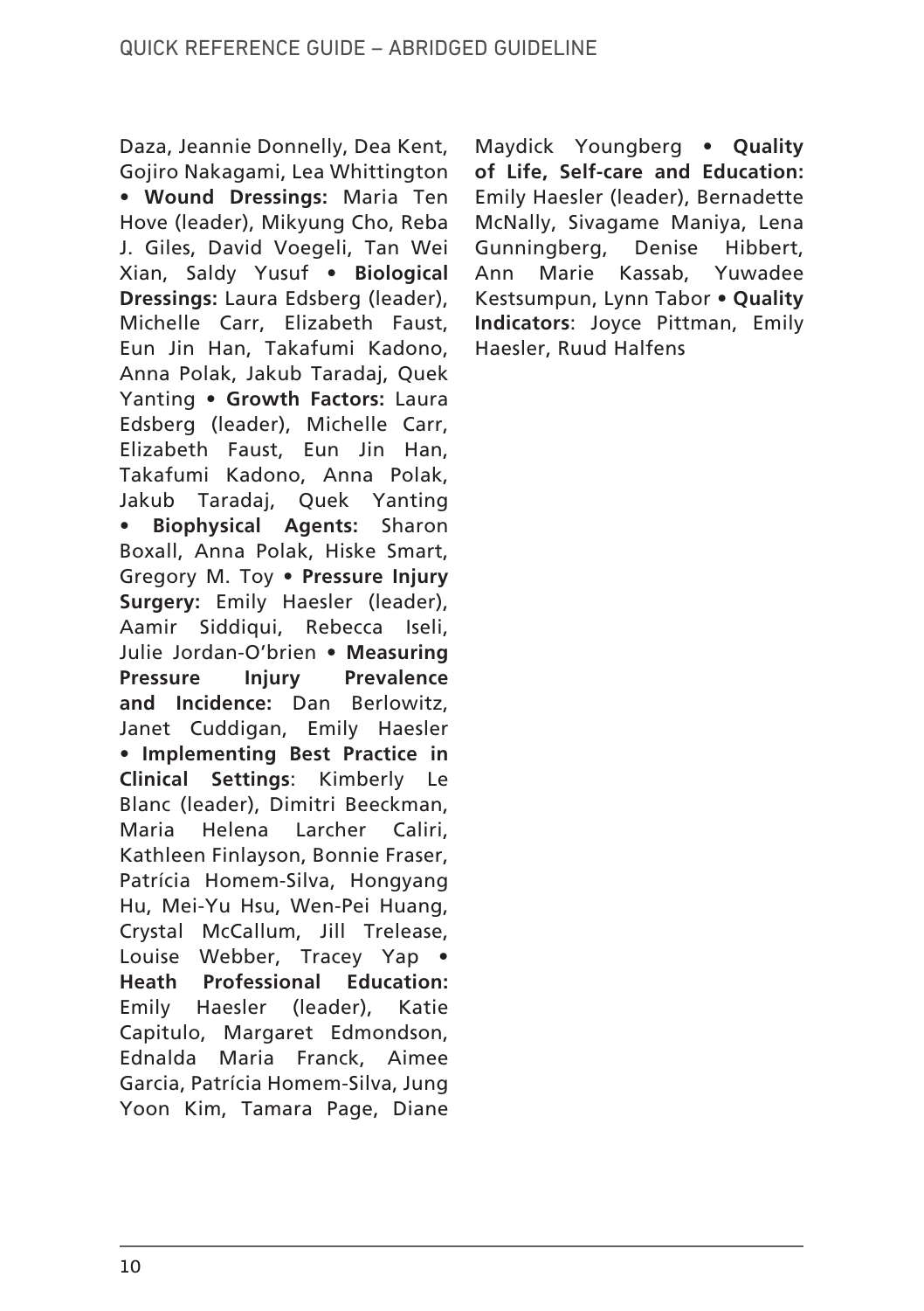Daza, Jeannie Donnelly, Dea Kent, Gojiro Nakagami, Lea Whittington • **Wound Dressings:** Maria Ten Hove (leader), Mikyung Cho, Reba J. Giles, David Voegeli, Tan Wei Xian, Saldy Yusuf • **Biological Dressings:** Laura Edsberg (leader), Michelle Carr, Elizabeth Faust, Eun Jin Han, Takafumi Kadono, Anna Polak, Jakub Taradaj, Quek Yanting • **Growth Factors:** Laura Edsberg (leader), Michelle Carr, Elizabeth Faust, Eun Jin Han, Takafumi Kadono, Anna Polak, Jakub Taradaj, Quek Yanting • **Biophysical Agents:** Sharon Boxall, Anna Polak, Hiske Smart, Gregory M. Toy • **Pressure Injury Surgery:** Emily Haesler (leader), Aamir Siddiqui, Rebecca Iseli, Julie Jordan-O'brien • **Measuring Pressure Injury Prevalence and Incidence:** Dan Berlowitz, Janet Cuddigan, Emily Haesler • **Implementing Best Practice in Clinical Settings**: Kimberly Le Blanc (leader), Dimitri Beeckman, Maria Helena Larcher Caliri, Kathleen Finlayson, Bonnie Fraser, Patrícia Homem-Silva, Hongyang Hu, Mei-Yu Hsu, Wen-Pei Huang, Crystal McCallum, Jill Trelease, Louise Webber, Tracey Yap • **Heath Professional Education:** Emily Haesler (leader), Katie Capitulo, Margaret Edmondson, Ednalda Maria Franck, Aimee Garcia, Patrícia Homem-Silva, Jung Yoon Kim, Tamara Page, Diane Maydick Youngberg • **Quality of Life, Self-care and Education:** Emily Haesler (leader), Bernadette McNally, Sivagame Maniya, Lena Gunningberg, Denise Hibbert, Ann Marie Kassab, Yuwadee Kestsumpun, Lynn Tabor • **Quality Indicators**: Joyce Pittman, Emily Haesler, Ruud Halfens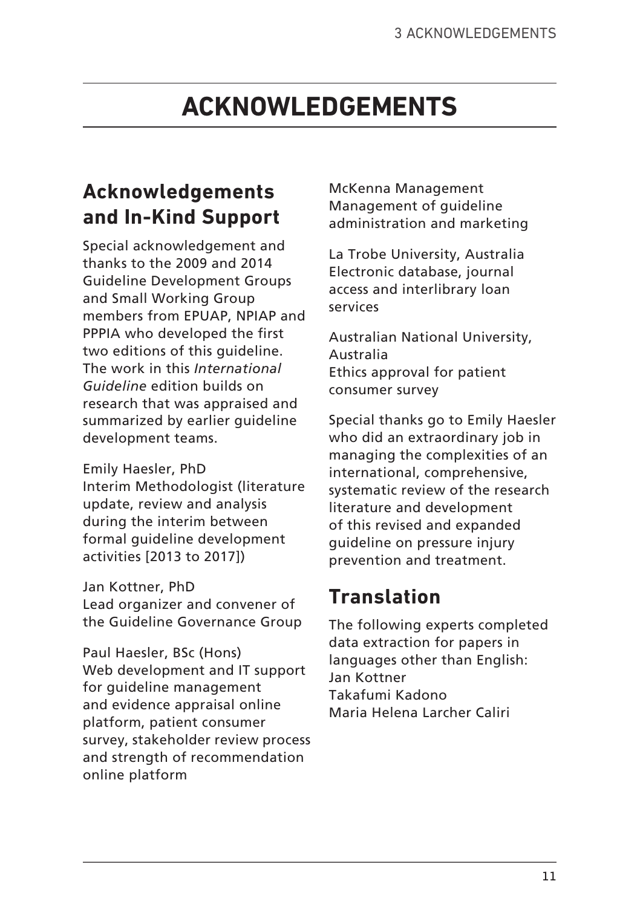# ACKNOWLEDGEMENTS

## Acknowledgements and In-Kind Support

Special acknowledgement and thanks to the 2009 and 2014 Guideline Development Groups and Small Working Group members from EPUAP, NPIAP and PPPIA who developed the first two editions of this guideline. The work in this *International Guideline* edition builds on research that was appraised and summarized by earlier guideline development teams.

Emily Haesler, PhD
Interim Methodologist (literature update, review and analysis during the interim between formal guideline development activities [2013 to 2017])

Jan Kottner, PhD
Lead organizer and convener of the Guideline Governance Group

Paul Haesler, BSc (Hons)
Web development and IT support for guideline management and evidence appraisal online platform, patient consumer survey, stakeholder review process and strength of recommendation online platform

McKenna Management
Management of guideline administration and marketing

La Trobe University, Australia
Electronic database, journal access and interlibrary loan services

Australian National University, Australia
Ethics approval for patient consumer survey

Special thanks go to Emily Haesler who did an extraordinary job in managing the complexities of an international, comprehensive, systematic review of the research literature and development of this revised and expanded guideline on pressure injury prevention and treatment.

## Translation

The following experts completed data extraction for papers in languages other than English:
Jan Kottner
Takafumi Kadono
Maria Helena Larcher Caliri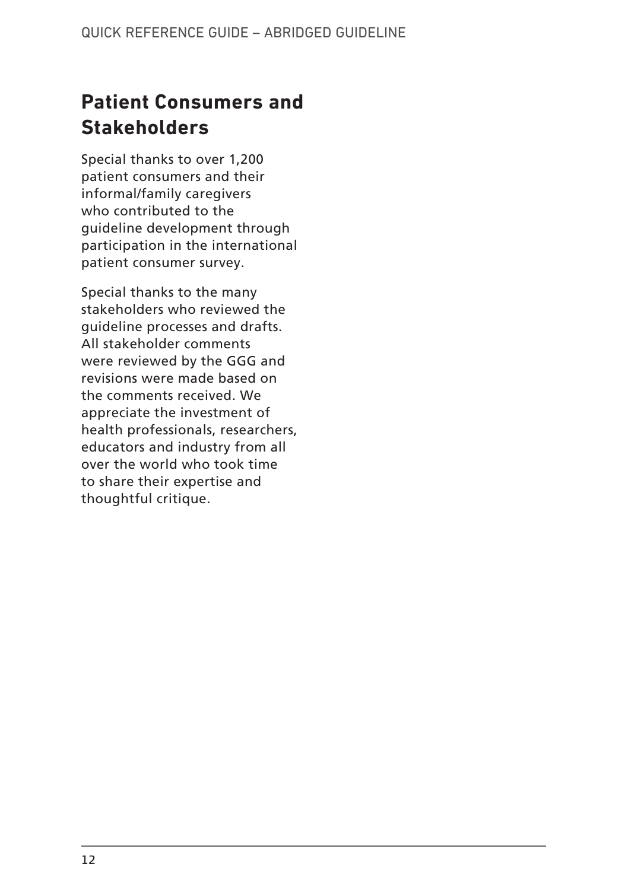## Patient Consumers and Stakeholders

Special thanks to over 1,200 patient consumers and their informal/family caregivers who contributed to the guideline development through participation in the international patient consumer survey.

Special thanks to the many stakeholders who reviewed the guideline processes and drafts. All stakeholder comments were reviewed by the GGG and revisions were made based on the comments received. We appreciate the investment of health professionals, researchers, educators and industry from all over the world who took time to share their expertise and thoughtful critique.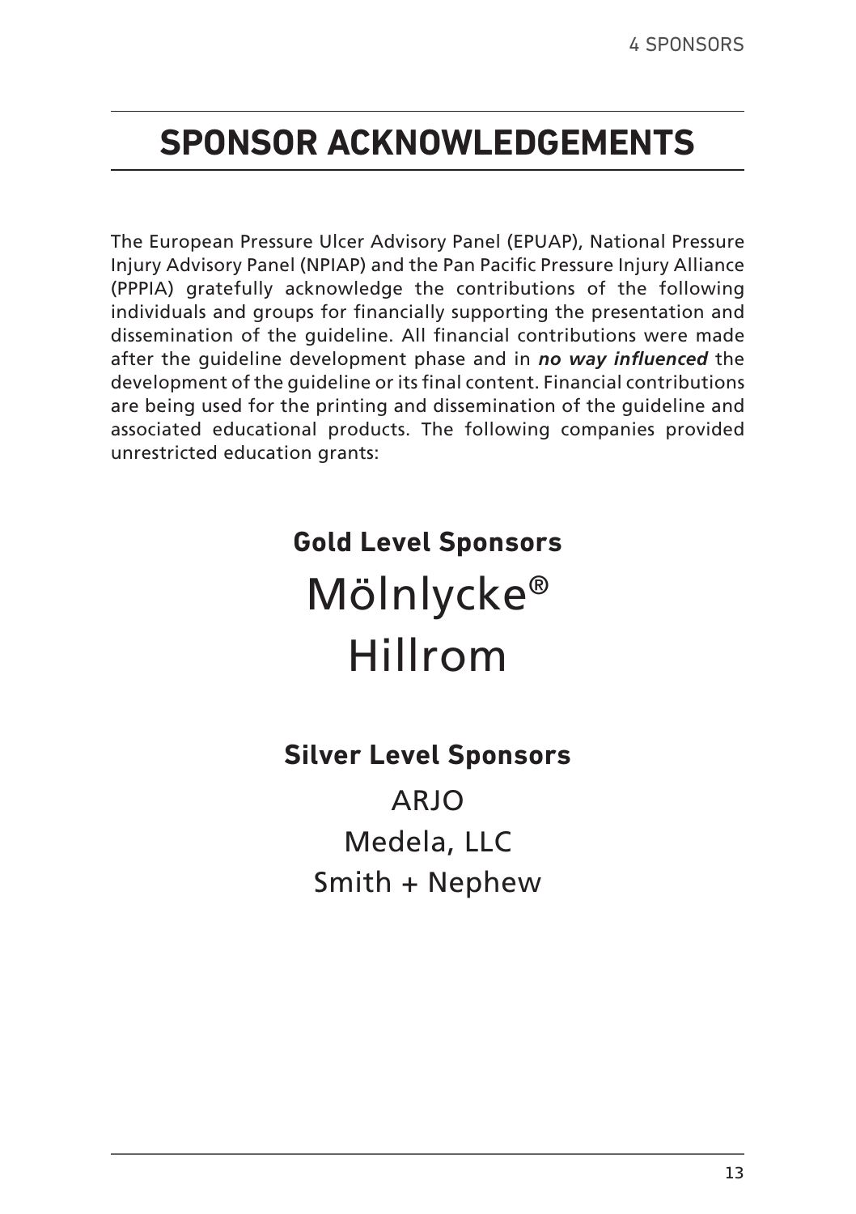# SPONSOR ACKNOWLEDGEMENTS

The European Pressure Ulcer Advisory Panel (EPUAP), National Pressure Injury Advisory Panel (NPIAP) and the Pan Pacific Pressure Injury Alliance (PPPIA) gratefully acknowledge the contributions of the following individuals and groups for financially supporting the presentation and dissemination of the guideline. All financial contributions were made after the guideline development phase and in ***no way influenced*** the development of the guideline or its final content. Financial contributions are being used for the printing and dissemination of the guideline and associated educational products. The following companies provided unrestricted education grants:

## Gold Level Sponsors

Mölnlycke®

Hillrom

## Silver Level Sponsors

ARJO

Medela, LLC

Smith + Nephew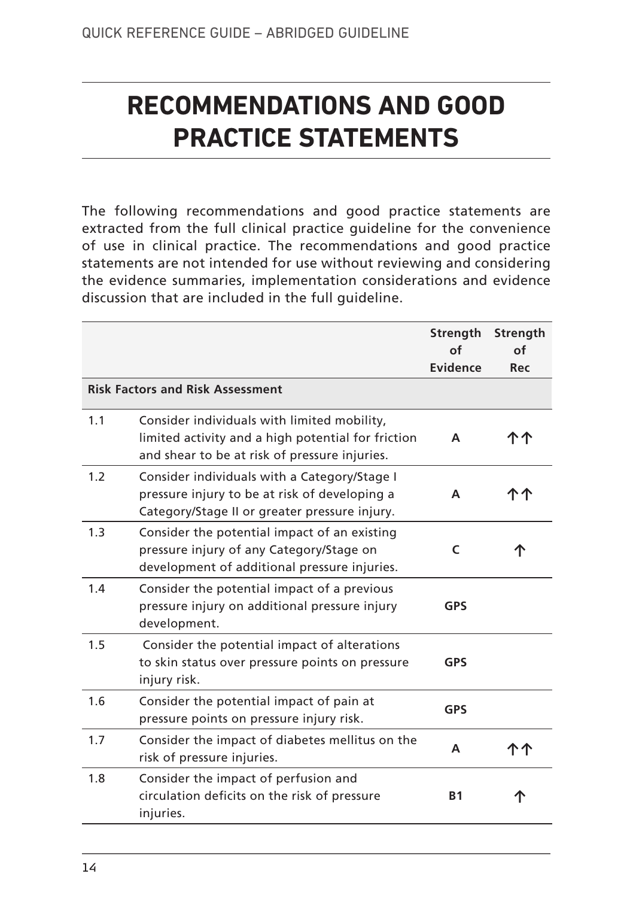# RECOMMENDATIONS AND GOOD PRACTICE STATEMENTS

The following recommendations and good practice statements are extracted from the full clinical practice guideline for the convenience of use in clinical practice. The recommendations and good practice statements are not intended for use without reviewing and considering the evidence summaries, implementation considerations and evidence discussion that are included in the full guideline.

| | | Strength of Evidence | Strength of Rec |
|---|---|---|---|
| **Risk Factors and Risk Assessment** | | | |
| 1.1 | Consider individuals with limited mobility, limited activity and a high potential for friction and shear to be at risk of pressure injuries. | A | ↑↑ |
| 1.2 | Consider individuals with a Category/Stage I pressure injury to be at risk of developing a Category/Stage II or greater pressure injury. | A | ↑↑ |
| 1.3 | Consider the potential impact of an existing pressure injury of any Category/Stage on development of additional pressure injuries. | C | ↑ |
| 1.4 | Consider the potential impact of a previous pressure injury on additional pressure injury development. | GPS | |
| 1.5 | Consider the potential impact of alterations to skin status over pressure points on pressure injury risk. | GPS | |
| 1.6 | Consider the potential impact of pain at pressure points on pressure injury risk. | GPS | |
| 1.7 | Consider the impact of diabetes mellitus on the risk of pressure injuries. | A | ↑↑ |
| 1.8 | Consider the impact of perfusion and circulation deficits on the risk of pressure injuries. | B1 | ↑ |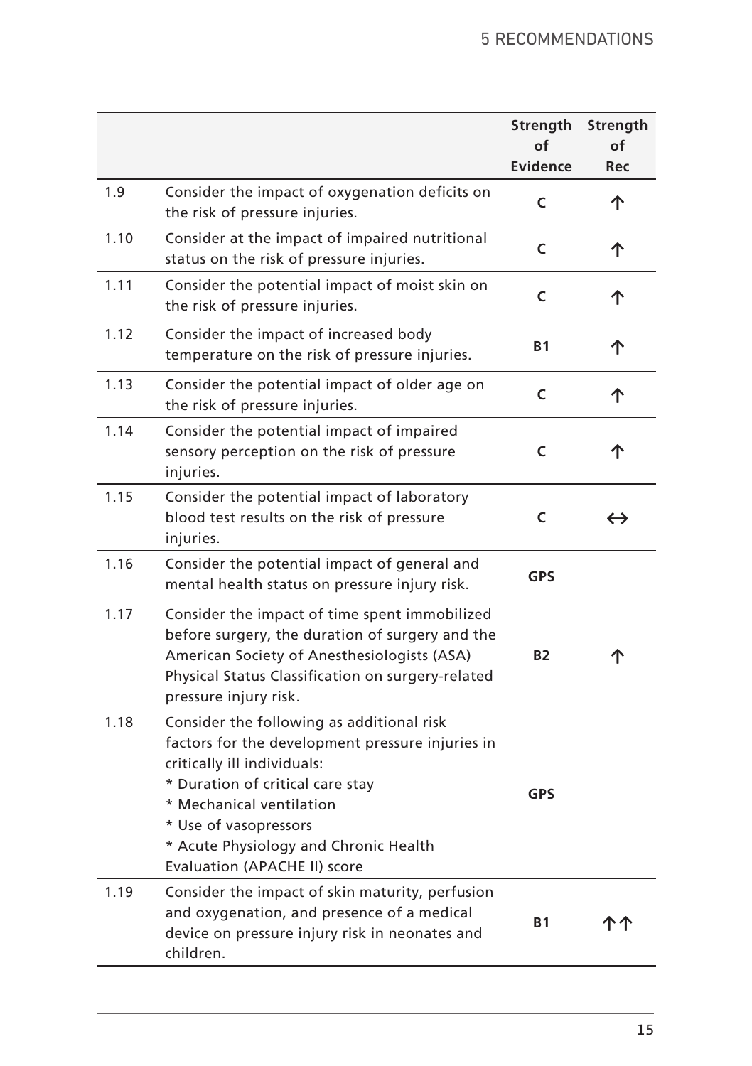| | | Strength of Evidence | Strength of Rec |
|---|---|---|---|
| 1.9 | Consider the impact of oxygenation deficits on the risk of pressure injuries. | C | ↑ |
| 1.10 | Consider at the impact of impaired nutritional status on the risk of pressure injuries. | C | ↑ |
| 1.11 | Consider the potential impact of moist skin on the risk of pressure injuries. | C | ↑ |
| 1.12 | Consider the impact of increased body temperature on the risk of pressure injuries. | B1 | ↑ |
| 1.13 | Consider the potential impact of older age on the risk of pressure injuries. | C | ↑ |
| 1.14 | Consider the potential impact of impaired sensory perception on the risk of pressure injuries. | C | ↑ |
| 1.15 | Consider the potential impact of laboratory blood test results on the risk of pressure injuries. | C | ↔ |
| 1.16 | Consider the potential impact of general and mental health status on pressure injury risk. | GPS | |
| 1.17 | Consider the impact of time spent immobilized before surgery, the duration of surgery and the American Society of Anesthesiologists (ASA) Physical Status Classification on surgery-related pressure injury risk. | B2 | ↑ |
| 1.18 | Consider the following as additional risk factors for the development pressure injuries in critically ill individuals:<br>* Duration of critical care stay<br>* Mechanical ventilation<br>* Use of vasopressors<br>* Acute Physiology and Chronic Health Evaluation (APACHE II) score | GPS | |
| 1.19 | Consider the impact of skin maturity, perfusion and oxygenation, and presence of a medical device on pressure injury risk in neonates and children. | B1 | ↑↑ |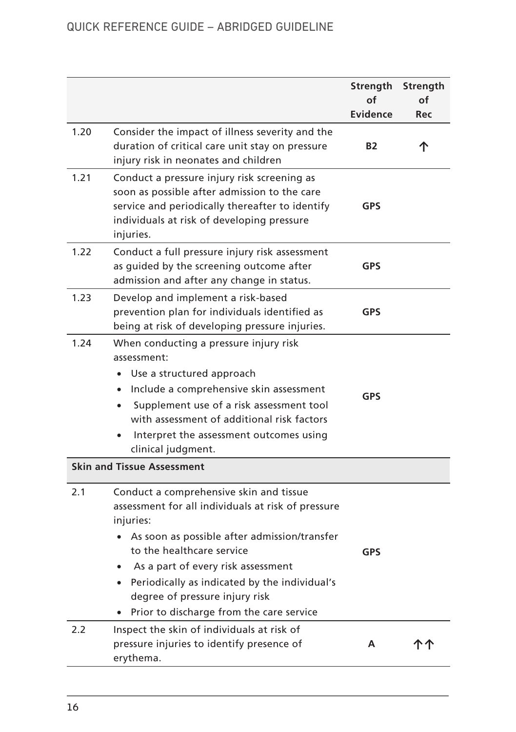| | | Strength of Evidence | Strength of Rec |
|---|---|---|---|
| 1.20 | Consider the impact of illness severity and the duration of critical care unit stay on pressure injury risk in neonates and children | B2 | ↑ |
| 1.21 | Conduct a pressure injury risk screening as soon as possible after admission to the care service and periodically thereafter to identify individuals at risk of developing pressure injuries. | GPS | |
| 1.22 | Conduct a full pressure injury risk assessment as guided by the screening outcome after admission and after any change in status. | GPS | |
| 1.23 | Develop and implement a risk-based prevention plan for individuals identified as being at risk of developing pressure injuries. | GPS | |
| 1.24 | When conducting a pressure injury risk assessment:<br>• Use a structured approach<br>• Include a comprehensive skin assessment<br>• Supplement use of a risk assessment tool with assessment of additional risk factors<br>• Interpret the assessment outcomes using clinical judgment. | GPS | |
| **Skin and Tissue Assessment** | | | |
| 2.1 | Conduct a comprehensive skin and tissue assessment for all individuals at risk of pressure injuries:<br>• As soon as possible after admission/transfer to the healthcare service<br>• As a part of every risk assessment<br>• Periodically as indicated by the individual's degree of pressure injury risk<br>• Prior to discharge from the care service | GPS | |
| 2.2 | Inspect the skin of individuals at risk of pressure injuries to identify presence of erythema. | A | ↑↑ |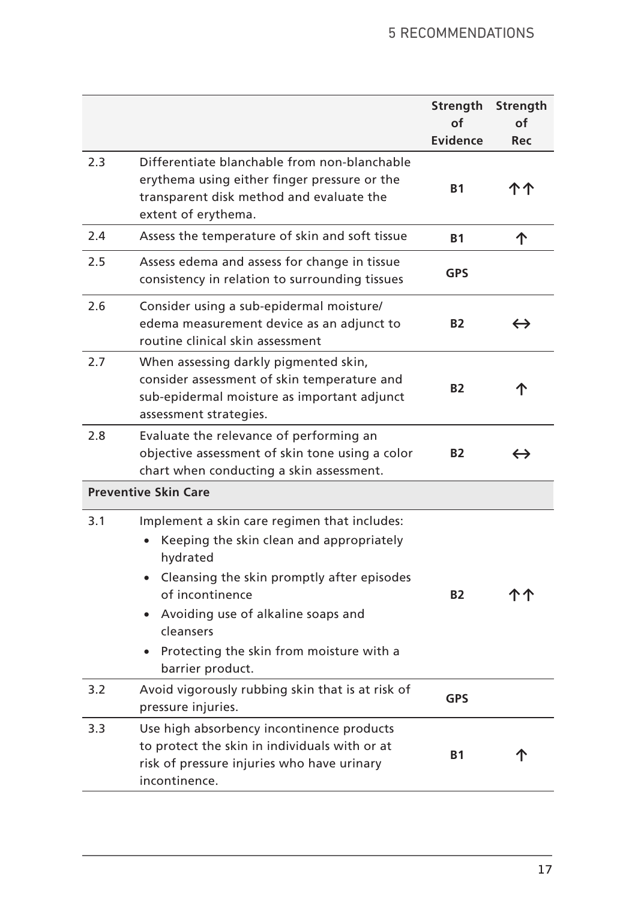| | | Strength of Evidence | Strength of Rec |
|---|---|---|---|
| 2.3 | Differentiate blanchable from non-blanchable erythema using either finger pressure or the transparent disk method and evaluate the extent of erythema. | B1 | ↑↑ |
| 2.4 | Assess the temperature of skin and soft tissue | B1 | ↑ |
| 2.5 | Assess edema and assess for change in tissue consistency in relation to surrounding tissues | GPS | |
| 2.6 | Consider using a sub-epidermal moisture/ edema measurement device as an adjunct to routine clinical skin assessment | B2 | ↔ |
| 2.7 | When assessing darkly pigmented skin, consider assessment of skin temperature and sub-epidermal moisture as important adjunct assessment strategies. | B2 | ↑ |
| 2.8 | Evaluate the relevance of performing an objective assessment of skin tone using a color chart when conducting a skin assessment. | B2 | ↔ |
| **Preventive Skin Care** | | | |
| 3.1 | Implement a skin care regimen that includes: • Keeping the skin clean and appropriately hydrated • Cleansing the skin promptly after episodes of incontinence • Avoiding use of alkaline soaps and cleansers • Protecting the skin from moisture with a barrier product. | B2 | ↑↑ |
| 3.2 | Avoid vigorously rubbing skin that is at risk of pressure injuries. | GPS | |
| 3.3 | Use high absorbency incontinence products to protect the skin in individuals with or at risk of pressure injuries who have urinary incontinence. | B1 | ↑ |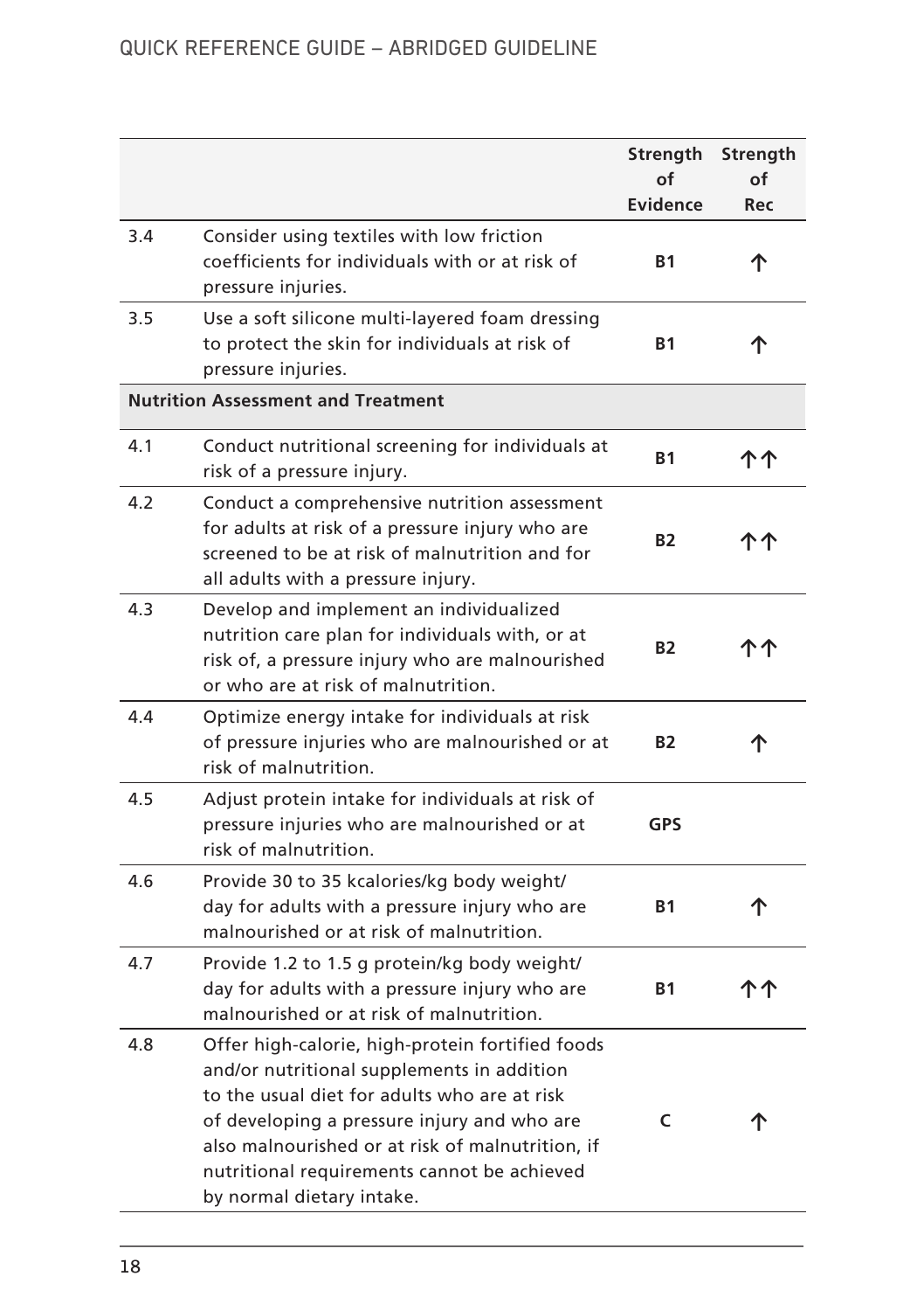| | | Strength of Evidence | Strength of Rec |
|---|---|---|---|
| 3.4 | Consider using textiles with low friction coefficients for individuals with or at risk of pressure injuries. | **B1** | ↑ |
| 3.5 | Use a soft silicone multi-layered foam dressing to protect the skin for individuals at risk of pressure injuries. | **B1** | ↑ |
| **Nutrition Assessment and Treatment** | | | |
| 4.1 | Conduct nutritional screening for individuals at risk of a pressure injury. | **B1** | ↑↑ |
| 4.2 | Conduct a comprehensive nutrition assessment for adults at risk of a pressure injury who are screened to be at risk of malnutrition and for all adults with a pressure injury. | **B2** | ↑↑ |
| 4.3 | Develop and implement an individualized nutrition care plan for individuals with, or at risk of, a pressure injury who are malnourished or who are at risk of malnutrition. | **B2** | ↑↑ |
| 4.4 | Optimize energy intake for individuals at risk of pressure injuries who are malnourished or at risk of malnutrition. | **B2** | ↑ |
| 4.5 | Adjust protein intake for individuals at risk of pressure injuries who are malnourished or at risk of malnutrition. | **GPS** | |
| 4.6 | Provide 30 to 35 kcalories/kg body weight/day for adults with a pressure injury who are malnourished or at risk of malnutrition. | **B1** | ↑ |
| 4.7 | Provide 1.2 to 1.5 g protein/kg body weight/day for adults with a pressure injury who are malnourished or at risk of malnutrition. | **B1** | ↑↑ |
| 4.8 | Offer high-calorie, high-protein fortified foods and/or nutritional supplements in addition to the usual diet for adults who are at risk of developing a pressure injury and who are also malnourished or at risk of malnutrition, if nutritional requirements cannot be achieved by normal dietary intake. | **C** | ↑ |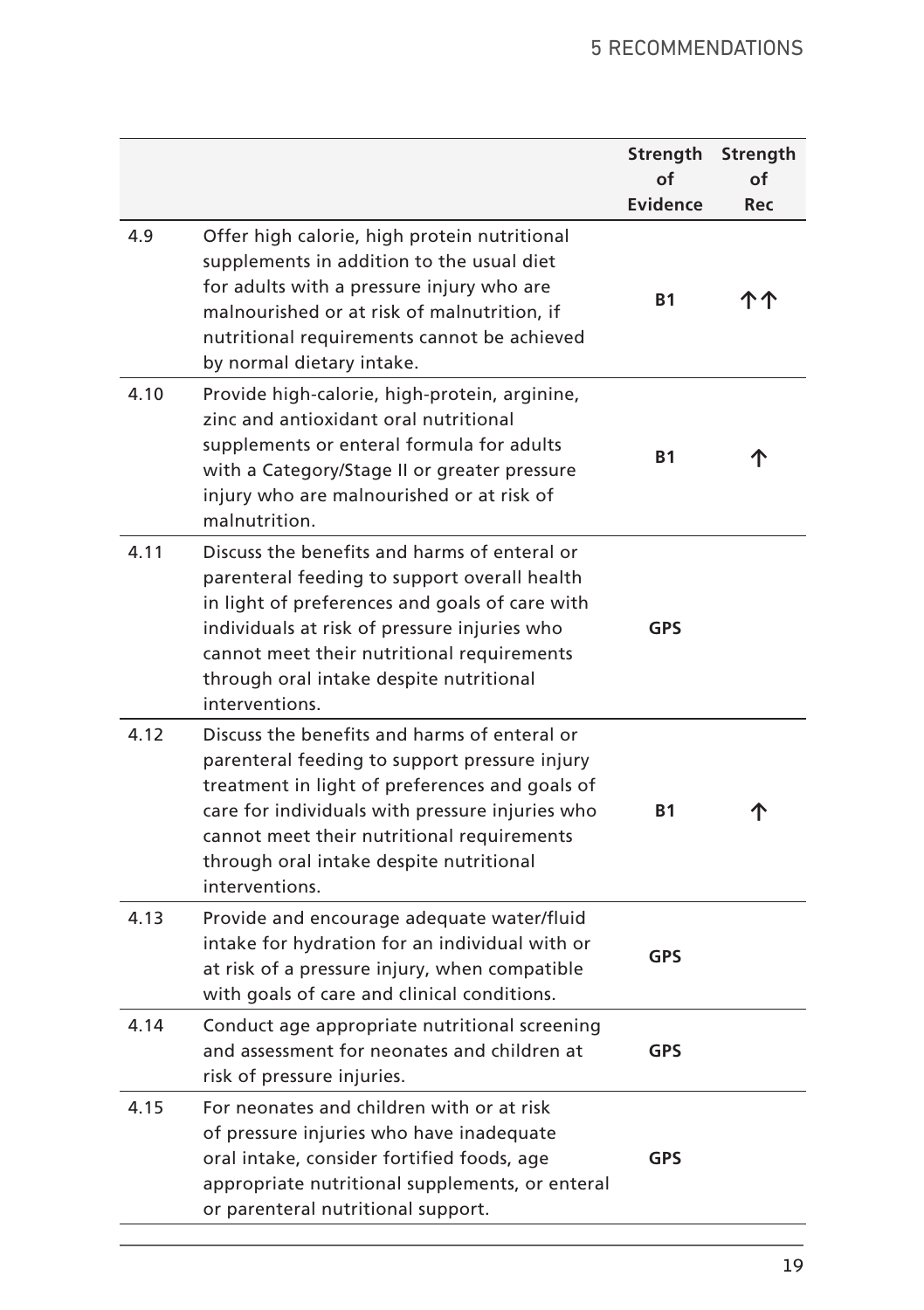| | | Strength of Evidence | Strength of Rec |
|---|---|---|---|
| 4.9 | Offer high calorie, high protein nutritional supplements in addition to the usual diet for adults with a pressure injury who are malnourished or at risk of malnutrition, if nutritional requirements cannot be achieved by normal dietary intake. | **B1** | ↑↑ |
| 4.10 | Provide high-calorie, high-protein, arginine, zinc and antioxidant oral nutritional supplements or enteral formula for adults with a Category/Stage II or greater pressure injury who are malnourished or at risk of malnutrition. | **B1** | ↑ |
| 4.11 | Discuss the benefits and harms of enteral or parenteral feeding to support overall health in light of preferences and goals of care with individuals at risk of pressure injuries who cannot meet their nutritional requirements through oral intake despite nutritional interventions. | **GPS** | |
| 4.12 | Discuss the benefits and harms of enteral or parenteral feeding to support pressure injury treatment in light of preferences and goals of care for individuals with pressure injuries who cannot meet their nutritional requirements through oral intake despite nutritional interventions. | **B1** | ↑ |
| 4.13 | Provide and encourage adequate water/fluid intake for hydration for an individual with or at risk of a pressure injury, when compatible with goals of care and clinical conditions. | **GPS** | |
| 4.14 | Conduct age appropriate nutritional screening and assessment for neonates and children at risk of pressure injuries. | **GPS** | |
| 4.15 | For neonates and children with or at risk of pressure injuries who have inadequate oral intake, consider fortified foods, age appropriate nutritional supplements, or enteral or parenteral nutritional support. | **GPS** | |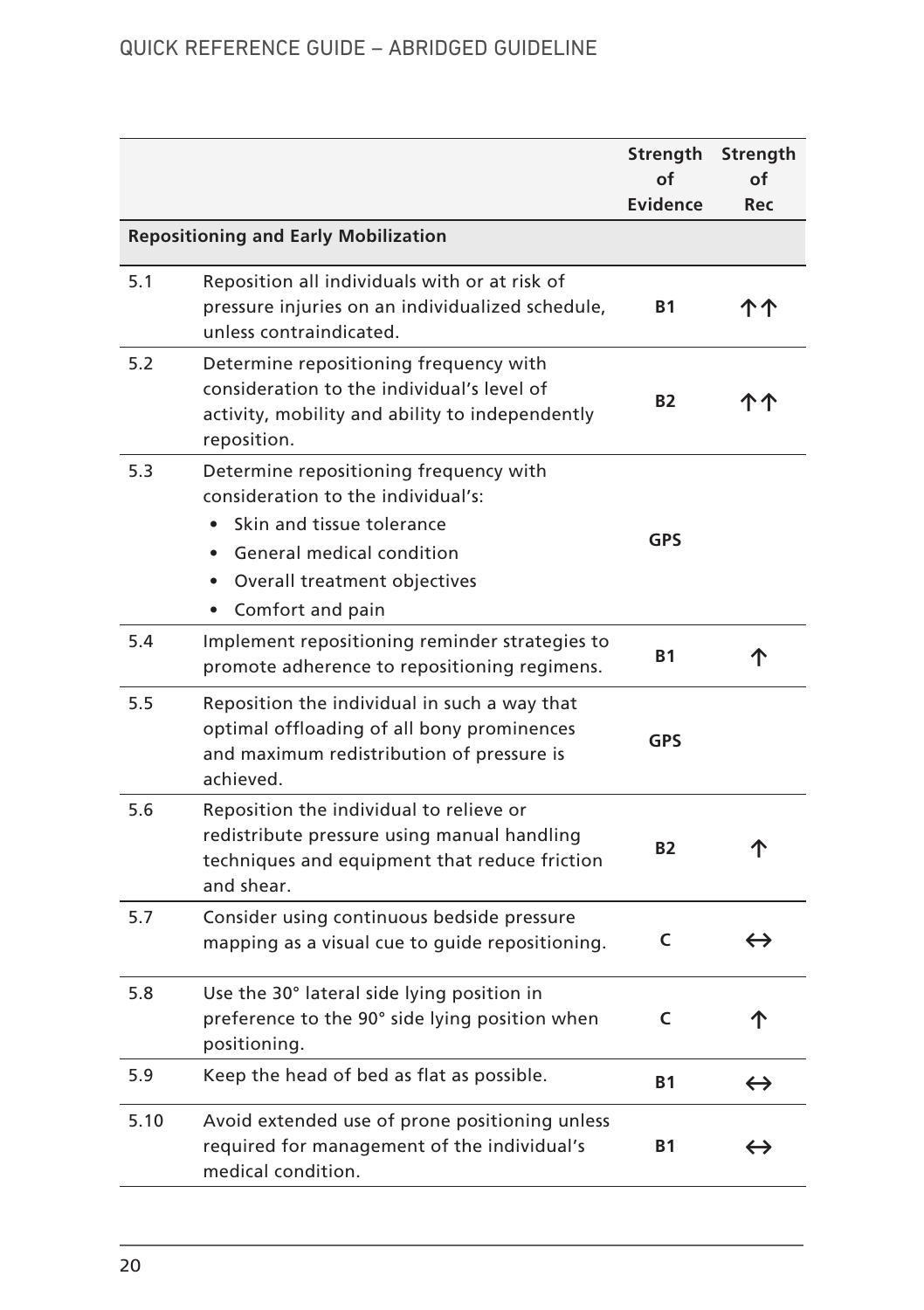| | | Strength of Evidence | Strength of Rec |
|---|---|---|---|
| **Repositioning and Early Mobilization** | | | |
| 5.1 | Reposition all individuals with or at risk of pressure injuries on an individualized schedule, unless contraindicated. | **B1** | ↑↑ |
| 5.2 | Determine repositioning frequency with consideration to the individual's level of activity, mobility and ability to independently reposition. | **B2** | ↑↑ |
| 5.3 | Determine repositioning frequency with consideration to the individual's:<br>• Skin and tissue tolerance<br>• General medical condition<br>• Overall treatment objectives<br>• Comfort and pain | **GPS** | |
| 5.4 | Implement repositioning reminder strategies to promote adherence to repositioning regimens. | **B1** | ↑ |
| 5.5 | Reposition the individual in such a way that optimal offloading of all bony prominences and maximum redistribution of pressure is achieved. | **GPS** | |
| 5.6 | Reposition the individual to relieve or redistribute pressure using manual handling techniques and equipment that reduce friction and shear. | **B2** | ↑ |
| 5.7 | Consider using continuous bedside pressure mapping as a visual cue to guide repositioning. | **C** | ↔ |
| 5.8 | Use the 30° lateral side lying position in preference to the 90° side lying position when positioning. | **C** | ↑ |
| 5.9 | Keep the head of bed as flat as possible. | **B1** | ↔ |
| 5.10 | Avoid extended use of prone positioning unless required for management of the individual's medical condition. | **B1** | ↔ |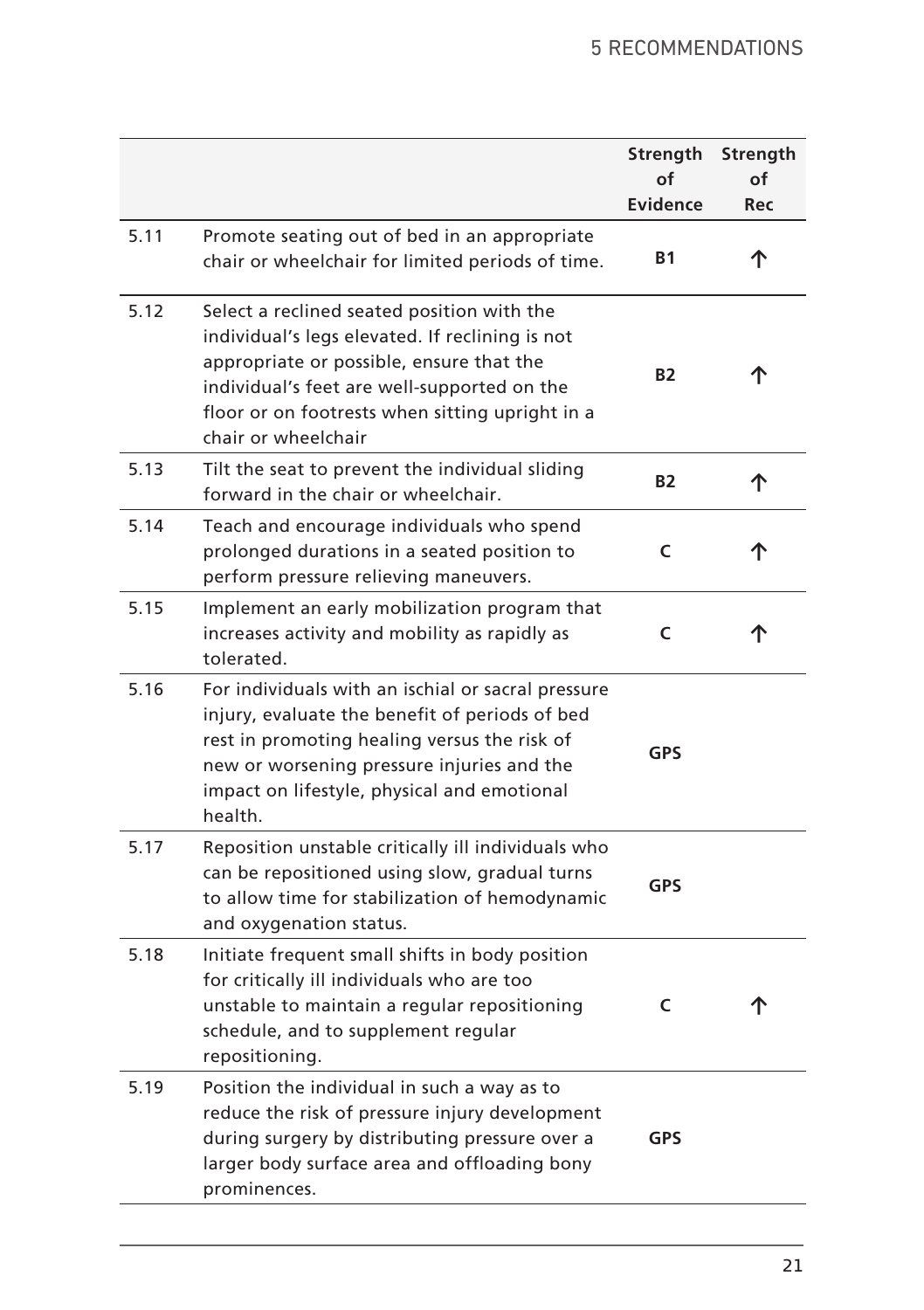| | | Strength of Evidence | Strength of Rec |
|---|---|---|---|
| 5.11 | Promote seating out of bed in an appropriate chair or wheelchair for limited periods of time. | **B1** | ↑ |
| 5.12 | Select a reclined seated position with the individual's legs elevated. If reclining is not appropriate or possible, ensure that the individual's feet are well-supported on the floor or on footrests when sitting upright in a chair or wheelchair | **B2** | ↑ |
| 5.13 | Tilt the seat to prevent the individual sliding forward in the chair or wheelchair. | **B2** | ↑ |
| 5.14 | Teach and encourage individuals who spend prolonged durations in a seated position to perform pressure relieving maneuvers. | **C** | ↑ |
| 5.15 | Implement an early mobilization program that increases activity and mobility as rapidly as tolerated. | **C** | ↑ |
| 5.16 | For individuals with an ischial or sacral pressure injury, evaluate the benefit of periods of bed rest in promoting healing versus the risk of new or worsening pressure injuries and the impact on lifestyle, physical and emotional health. | **GPS** | |
| 5.17 | Reposition unstable critically ill individuals who can be repositioned using slow, gradual turns to allow time for stabilization of hemodynamic and oxygenation status. | **GPS** | |
| 5.18 | Initiate frequent small shifts in body position for critically ill individuals who are too unstable to maintain a regular repositioning schedule, and to supplement regular repositioning. | **C** | ↑ |
| 5.19 | Position the individual in such a way as to reduce the risk of pressure injury development during surgery by distributing pressure over a larger body surface area and offloading bony prominences. | **GPS** | |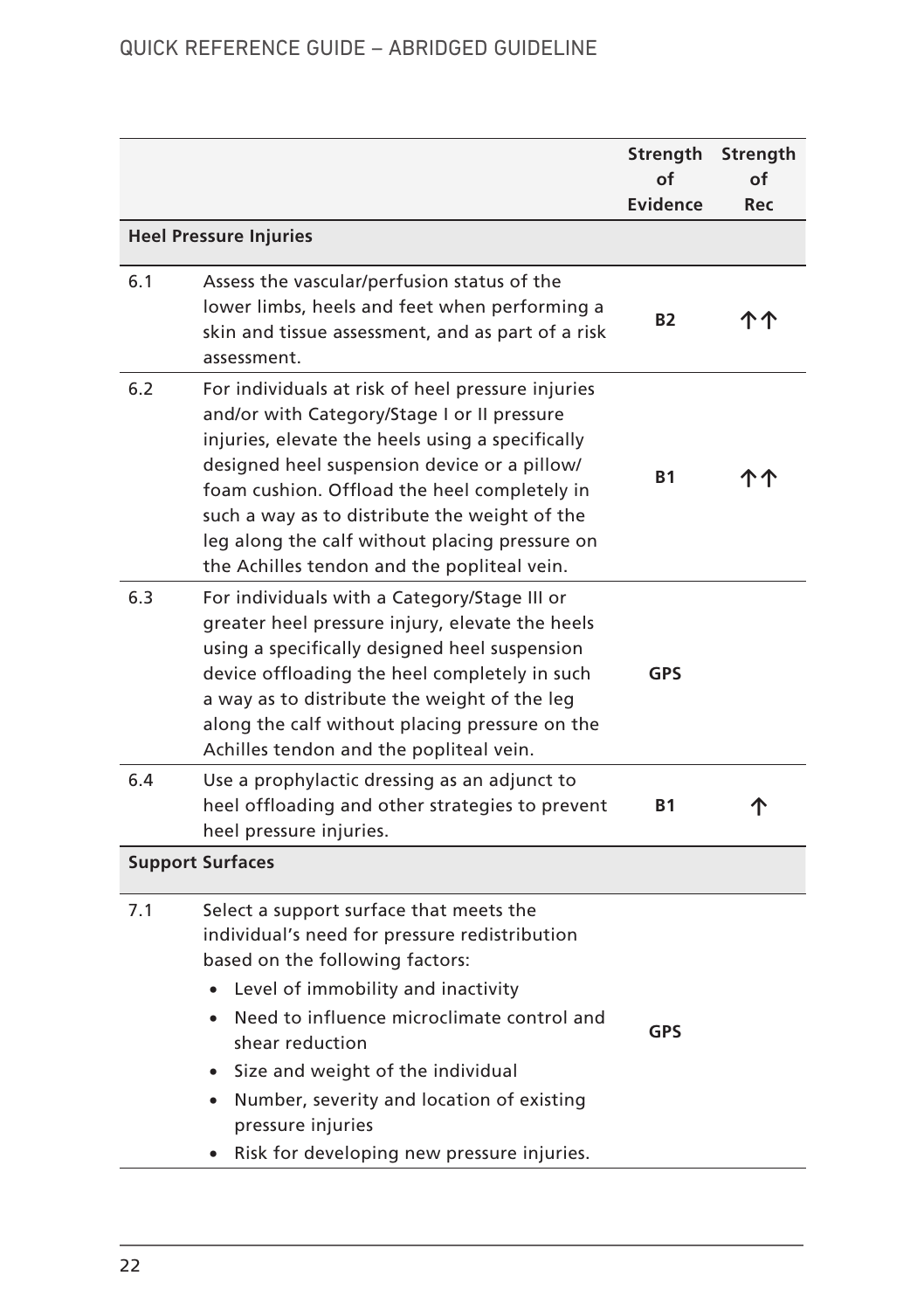| | | Strength of Evidence | Strength of Rec |
|---|---|---|---|
| **Heel Pressure Injuries** | | | |
| 6.1 | Assess the vascular/perfusion status of the lower limbs, heels and feet when performing a skin and tissue assessment, and as part of a risk assessment. | **B2** | ↑↑ |
| 6.2 | For individuals at risk of heel pressure injuries and/or with Category/Stage I or II pressure injuries, elevate the heels using a specifically designed heel suspension device or a pillow/ foam cushion. Offload the heel completely in such a way as to distribute the weight of the leg along the calf without placing pressure on the Achilles tendon and the popliteal vein. | **B1** | ↑↑ |
| 6.3 | For individuals with a Category/Stage III or greater heel pressure injury, elevate the heels using a specifically designed heel suspension device offloading the heel completely in such a way as to distribute the weight of the leg along the calf without placing pressure on the Achilles tendon and the popliteal vein. | **GPS** | |
| 6.4 | Use a prophylactic dressing as an adjunct to heel offloading and other strategies to prevent heel pressure injuries. | **B1** | ↑ |
| **Support Surfaces** | | | |
| 7.1 | Select a support surface that meets the individual's need for pressure redistribution based on the following factors:<br>• Level of immobility and inactivity<br>• Need to influence microclimate control and shear reduction<br>• Size and weight of the individual<br>• Number, severity and location of existing pressure injuries<br>• Risk for developing new pressure injuries. | **GPS** | |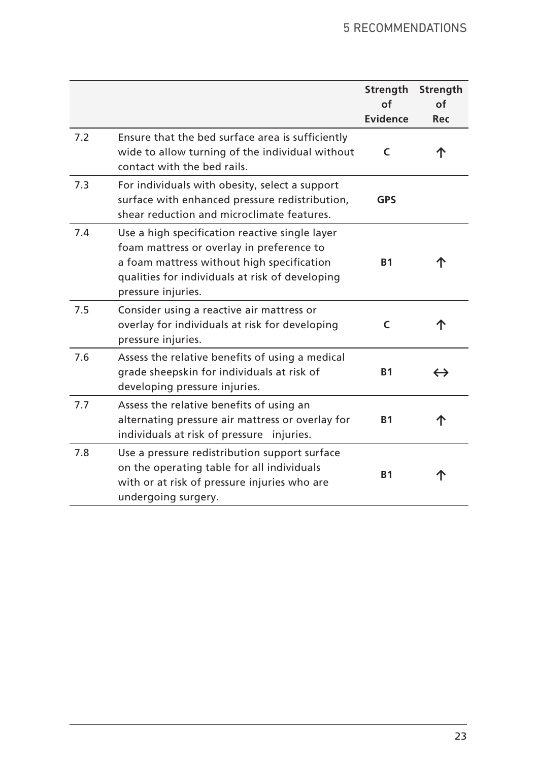| | | Strength of Evidence | Strength of Rec |
|---|---|---|---|
| 7.2 | Ensure that the bed surface area is sufficiently wide to allow turning of the individual without contact with the bed rails. | C | ↑ |
| 7.3 | For individuals with obesity, select a support surface with enhanced pressure redistribution, shear reduction and microclimate features. | GPS | |
| 7.4 | Use a high specification reactive single layer foam mattress or overlay in preference to a foam mattress without high specification qualities for individuals at risk of developing pressure injuries. | B1 | ↑ |
| 7.5 | Consider using a reactive air mattress or overlay for individuals at risk for developing pressure injuries. | C | ↑ |
| 7.6 | Assess the relative benefits of using a medical grade sheepskin for individuals at risk of developing pressure injuries. | B1 | ↔ |
| 7.7 | Assess the relative benefits of using an alternating pressure air mattress or overlay for individuals at risk of pressure injuries. | B1 | ↑ |
| 7.8 | Use a pressure redistribution support surface on the operating table for all individuals with or at risk of pressure injuries who are undergoing surgery. | B1 | ↑ |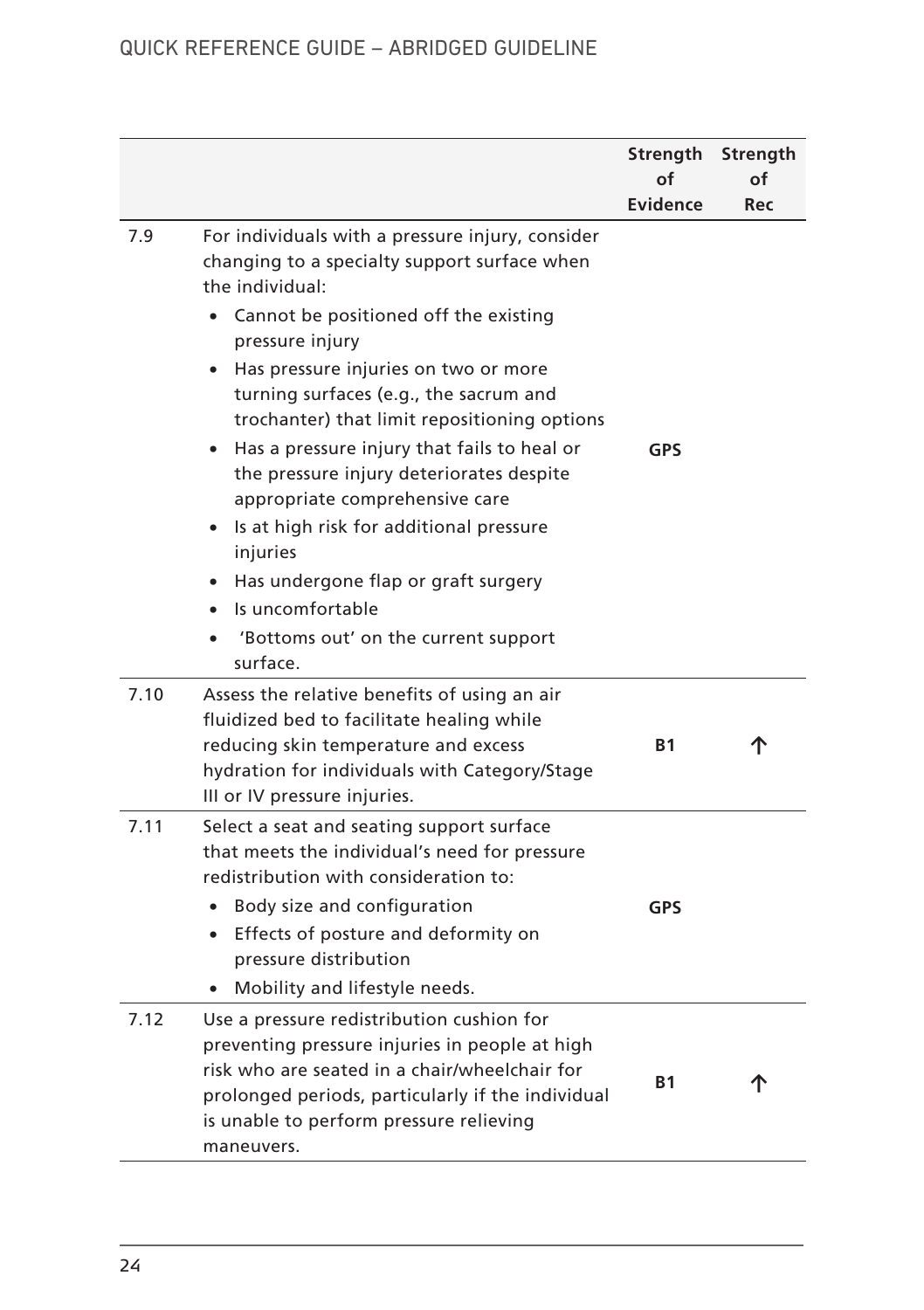| | | Strength of Evidence | Strength of Rec |
|---|---|---|---|
| 7.9 | For individuals with a pressure injury, consider changing to a specialty support surface when the individual:<br>• Cannot be positioned off the existing pressure injury<br>• Has pressure injuries on two or more turning surfaces (e.g., the sacrum and trochanter) that limit repositioning options<br>• Has a pressure injury that fails to heal or the pressure injury deteriorates despite appropriate comprehensive care<br>• Is at high risk for additional pressure injuries<br>• Has undergone flap or graft surgery<br>• Is uncomfortable<br>• 'Bottoms out' on the current support surface. | **GPS** | |
| 7.10 | Assess the relative benefits of using an air fluidized bed to facilitate healing while reducing skin temperature and excess hydration for individuals with Category/Stage III or IV pressure injuries. | **B1** | ↑ |
| 7.11 | Select a seat and seating support surface that meets the individual's need for pressure redistribution with consideration to:<br>• Body size and configuration<br>• Effects of posture and deformity on pressure distribution<br>• Mobility and lifestyle needs. | **GPS** | |
| 7.12 | Use a pressure redistribution cushion for preventing pressure injuries in people at high risk who are seated in a chair/wheelchair for prolonged periods, particularly if the individual is unable to perform pressure relieving maneuvers. | **B1** | ↑ |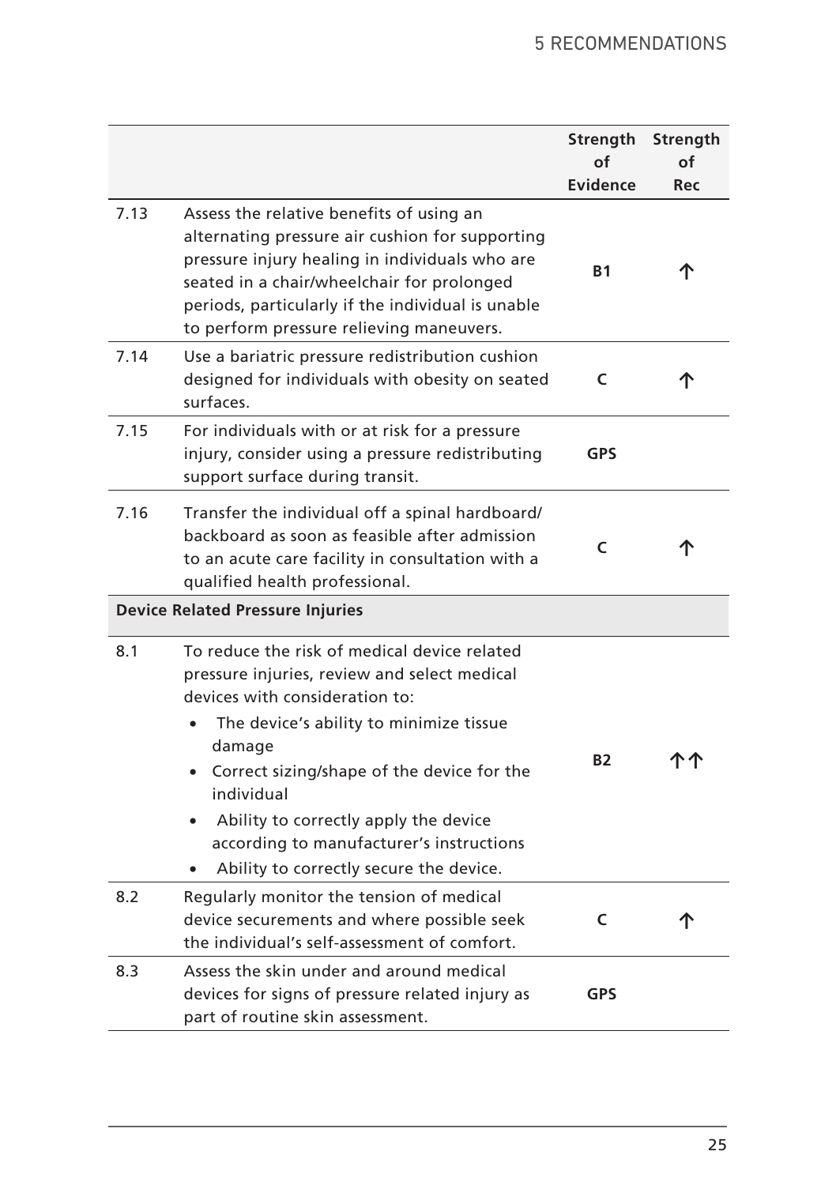| | | Strength of Evidence | Strength of Rec |
|---|---|---|---|
| 7.13 | Assess the relative benefits of using an alternating pressure air cushion for supporting pressure injury healing in individuals who are seated in a chair/wheelchair for prolonged periods, particularly if the individual is unable to perform pressure relieving maneuvers. | B1 | ↑ |
| 7.14 | Use a bariatric pressure redistribution cushion designed for individuals with obesity on seated surfaces. | C | ↑ |
| 7.15 | For individuals with or at risk for a pressure injury, consider using a pressure redistributing support surface during transit. | GPS | |
| 7.16 | Transfer the individual off a spinal hardboard/ backboard as soon as feasible after admission to an acute care facility in consultation with a qualified health professional. | C | ↑ |
| **Device Related Pressure Injuries** | | | |
| 8.1 | To reduce the risk of medical device related pressure injuries, review and select medical devices with consideration to: • The device's ability to minimize tissue damage • Correct sizing/shape of the device for the individual • Ability to correctly apply the device according to manufacturer's instructions • Ability to correctly secure the device. | B2 | ↑↑ |
| 8.2 | Regularly monitor the tension of medical device securements and where possible seek the individual's self-assessment of comfort. | C | ↑ |
| 8.3 | Assess the skin under and around medical devices for signs of pressure related injury as part of routine skin assessment. | GPS | |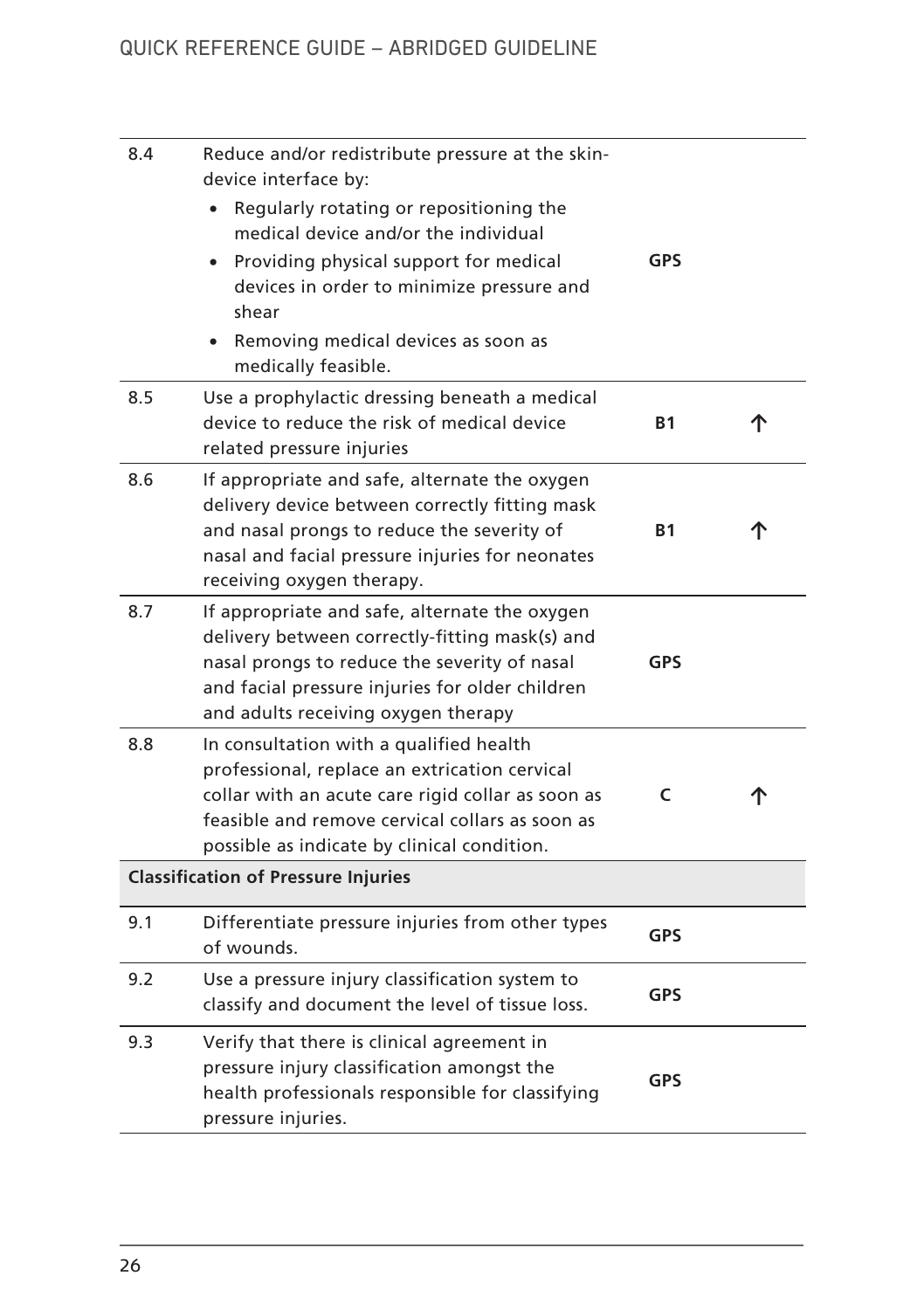| | | | |
|---|---|---|---|
| 8.4 | Reduce and/or redistribute pressure at the skin-device interface by:<br>• Regularly rotating or repositioning the medical device and/or the individual<br>• Providing physical support for medical devices in order to minimize pressure and shear<br>• Removing medical devices as soon as medically feasible. | GPS | |
| 8.5 | Use a prophylactic dressing beneath a medical device to reduce the risk of medical device related pressure injuries | B1 | ↑ |
| 8.6 | If appropriate and safe, alternate the oxygen delivery device between correctly fitting mask and nasal prongs to reduce the severity of nasal and facial pressure injuries for neonates receiving oxygen therapy. | B1 | ↑ |
| 8.7 | If appropriate and safe, alternate the oxygen delivery between correctly-fitting mask(s) and nasal prongs to reduce the severity of nasal and facial pressure injuries for older children and adults receiving oxygen therapy | GPS | |
| 8.8 | In consultation with a qualified health professional, replace an extrication cervical collar with an acute care rigid collar as soon as feasible and remove cervical collars as soon as possible as indicate by clinical condition. | C | ↑ |
| **Classification of Pressure Injuries** | | | |
| 9.1 | Differentiate pressure injuries from other types of wounds. | GPS | |
| 9.2 | Use a pressure injury classification system to classify and document the level of tissue loss. | GPS | |
| 9.3 | Verify that there is clinical agreement in pressure injury classification amongst the health professionals responsible for classifying pressure injuries. | GPS | |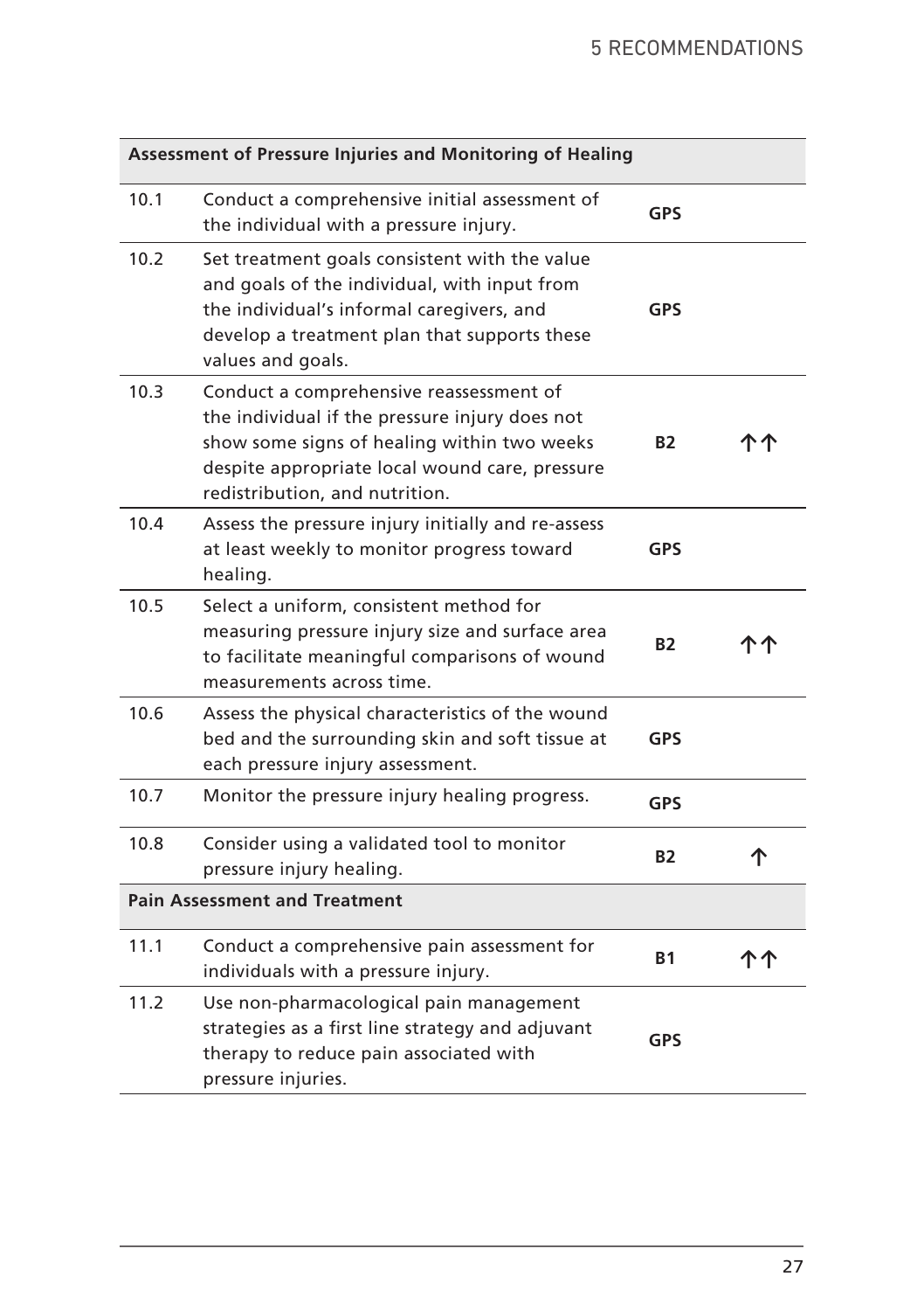| | | | |
|---|---|---|---|
| **Assessment of Pressure Injuries and Monitoring of Healing** | | | |
| 10.1 | Conduct a comprehensive initial assessment of the individual with a pressure injury. | **GPS** | |
| 10.2 | Set treatment goals consistent with the value and goals of the individual, with input from the individual's informal caregivers, and develop a treatment plan that supports these values and goals. | **GPS** | |
| 10.3 | Conduct a comprehensive reassessment of the individual if the pressure injury does not show some signs of healing within two weeks despite appropriate local wound care, pressure redistribution, and nutrition. | **B2** | ↑↑ |
| 10.4 | Assess the pressure injury initially and re-assess at least weekly to monitor progress toward healing. | **GPS** | |
| 10.5 | Select a uniform, consistent method for measuring pressure injury size and surface area to facilitate meaningful comparisons of wound measurements across time. | **B2** | ↑↑ |
| 10.6 | Assess the physical characteristics of the wound bed and the surrounding skin and soft tissue at each pressure injury assessment. | **GPS** | |
| 10.7 | Monitor the pressure injury healing progress. | **GPS** | |
| 10.8 | Consider using a validated tool to monitor pressure injury healing. | **B2** | ↑ |
| **Pain Assessment and Treatment** | | | |
| 11.1 | Conduct a comprehensive pain assessment for individuals with a pressure injury. | **B1** | ↑↑ |
| 11.2 | Use non-pharmacological pain management strategies as a first line strategy and adjuvant therapy to reduce pain associated with pressure injuries. | **GPS** | |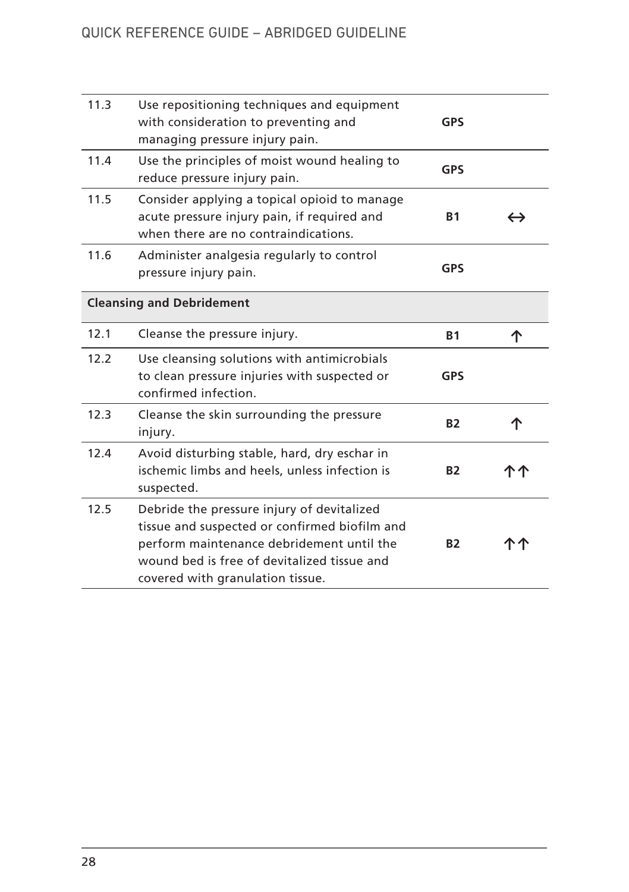| | | | |
|---|---|---|---|
| 11.3 | Use repositioning techniques and equipment with consideration to preventing and managing pressure injury pain. | **GPS** | |
| 11.4 | Use the principles of moist wound healing to reduce pressure injury pain. | **GPS** | |
| 11.5 | Consider applying a topical opioid to manage acute pressure injury pain, if required and when there are no contraindications. | **B1** | ↔ |
| 11.6 | Administer analgesia regularly to control pressure injury pain. | **GPS** | |
| **Cleansing and Debridement** | | | |
| 12.1 | Cleanse the pressure injury. | **B1** | ↑ |
| 12.2 | Use cleansing solutions with antimicrobials to clean pressure injuries with suspected or confirmed infection. | **GPS** | |
| 12.3 | Cleanse the skin surrounding the pressure injury. | **B2** | ↑ |
| 12.4 | Avoid disturbing stable, hard, dry eschar in ischemic limbs and heels, unless infection is suspected. | **B2** | ↑↑ |
| 12.5 | Debride the pressure injury of devitalized tissue and suspected or confirmed biofilm and perform maintenance debridement until the wound bed is free of devitalized tissue and covered with granulation tissue. | **B2** | ↑↑ |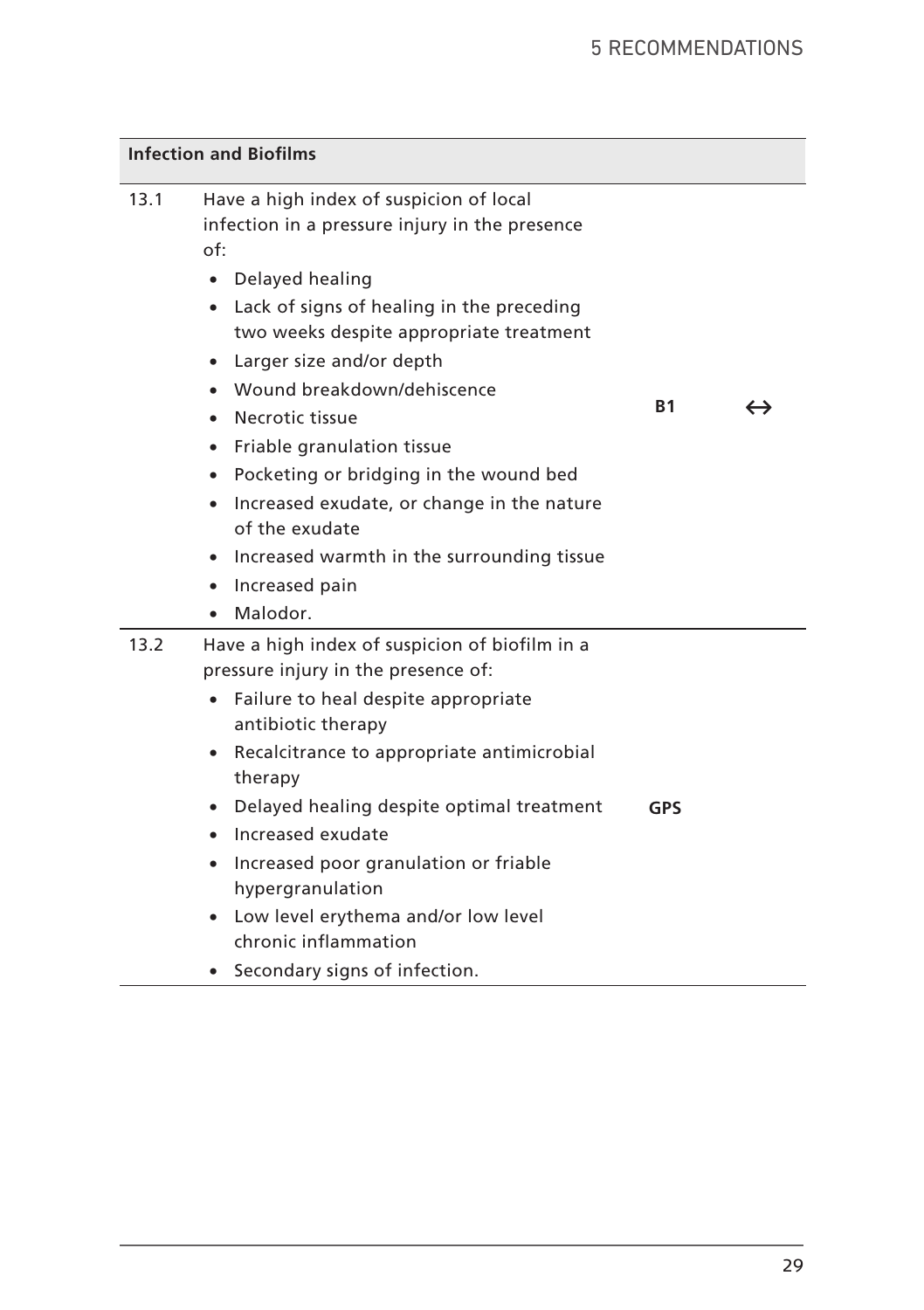| Infection and Biofilms | | | |
|---|---|---|---|
| 13.1 | Have a high index of suspicion of local infection in a pressure injury in the presence of:<br>• Delayed healing<br>• Lack of signs of healing in the preceding two weeks despite appropriate treatment<br>• Larger size and/or depth<br>• Wound breakdown/dehiscence<br>• Necrotic tissue<br>• Friable granulation tissue<br>• Pocketing or bridging in the wound bed<br>• Increased exudate, or change in the nature of the exudate<br>• Increased warmth in the surrounding tissue<br>• Increased pain<br>• Malodor. | **B1** | ↔ |
| 13.2 | Have a high index of suspicion of biofilm in a pressure injury in the presence of:<br>• Failure to heal despite appropriate antibiotic therapy<br>• Recalcitrance to appropriate antimicrobial therapy<br>• Delayed healing despite optimal treatment<br>• Increased exudate<br>• Increased poor granulation or friable hypergranulation<br>• Low level erythema and/or low level chronic inflammation<br>• Secondary signs of infection. | **GPS** | |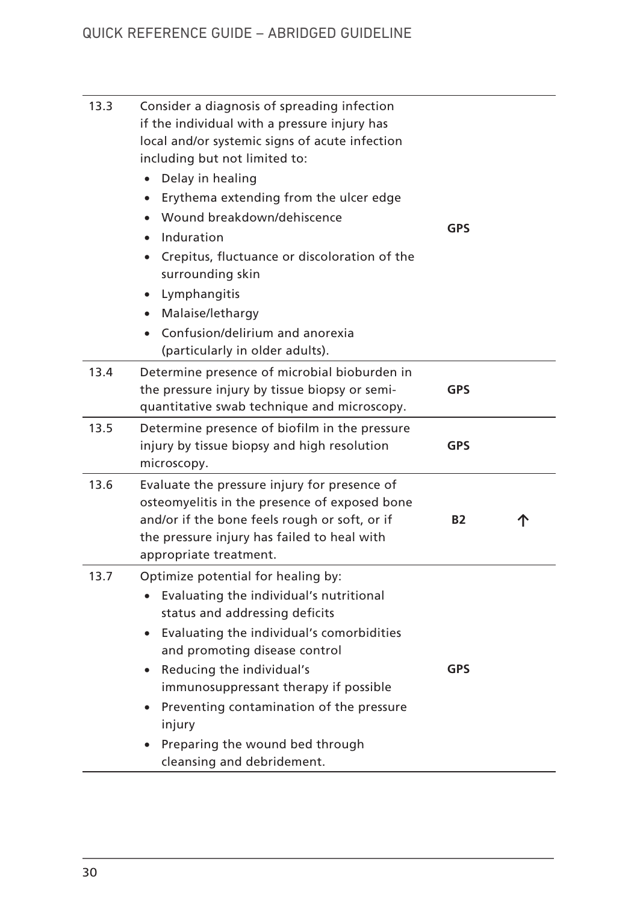| | | | |
|---|---|---|---|
| 13.3 | Consider a diagnosis of spreading infection if the individual with a pressure injury has local and/or systemic signs of acute infection including but not limited to:<br>• Delay in healing<br>• Erythema extending from the ulcer edge<br>• Wound breakdown/dehiscence<br>• Induration<br>• Crepitus, fluctuance or discoloration of the surrounding skin<br>• Lymphangitis<br>• Malaise/lethargy<br>• Confusion/delirium and anorexia (particularly in older adults). | **GPS** | |
| 13.4 | Determine presence of microbial bioburden in the pressure injury by tissue biopsy or semi-quantitative swab technique and microscopy. | **GPS** | |
| 13.5 | Determine presence of biofilm in the pressure injury by tissue biopsy and high resolution microscopy. | **GPS** | |
| 13.6 | Evaluate the pressure injury for presence of osteomyelitis in the presence of exposed bone and/or if the bone feels rough or soft, or if the pressure injury has failed to heal with appropriate treatment. | **B2** | ↑ |
| 13.7 | Optimize potential for healing by:<br>• Evaluating the individual's nutritional status and addressing deficits<br>• Evaluating the individual's comorbidities and promoting disease control<br>• Reducing the individual's immunosuppressant therapy if possible<br>• Preventing contamination of the pressure injury<br>• Preparing the wound bed through cleansing and debridement. | **GPS** | |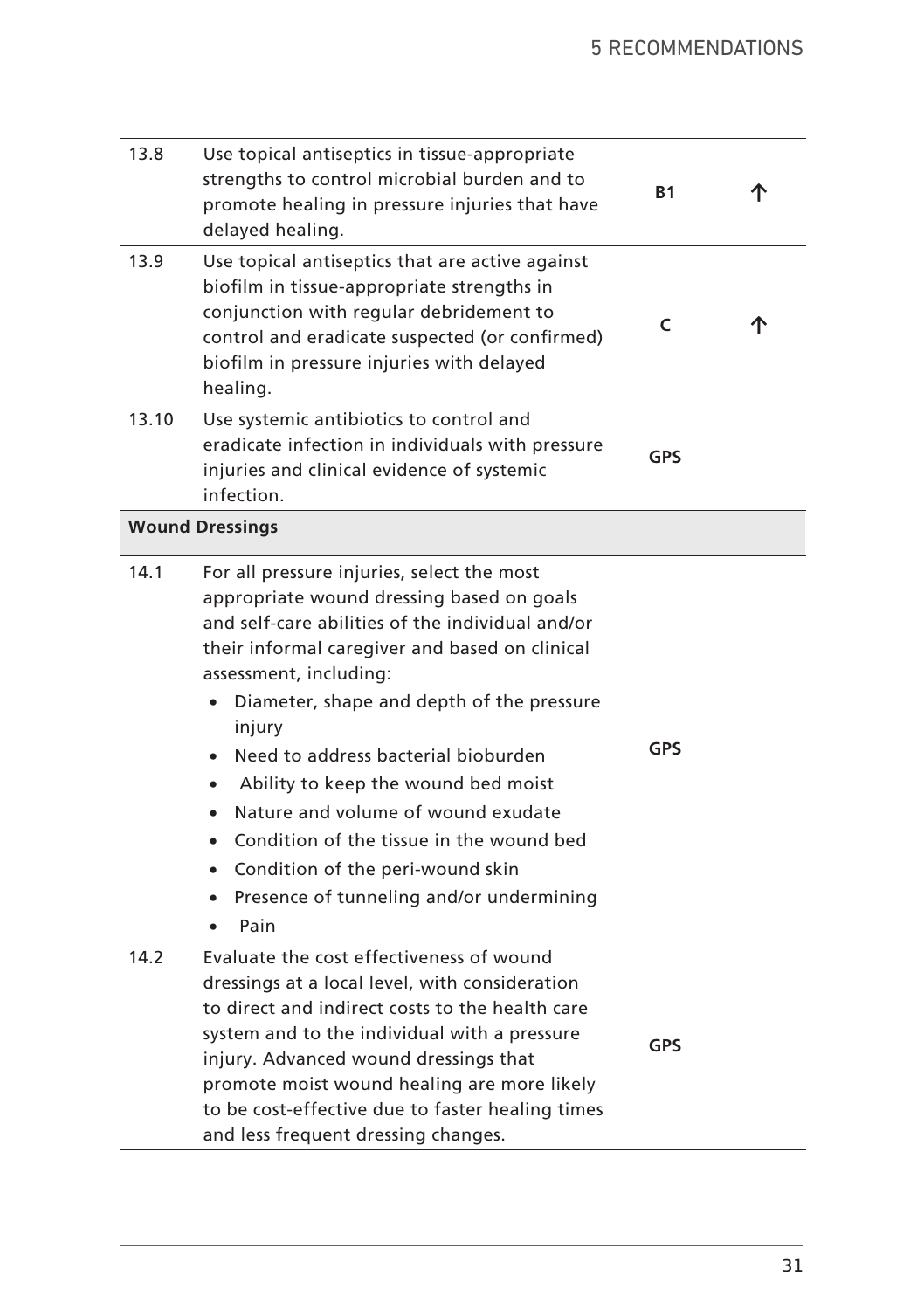| | | | |
|---|---|---|---|
| 13.8 | Use topical antiseptics in tissue-appropriate strengths to control microbial burden and to promote healing in pressure injuries that have delayed healing. | **B1** | ↑ |
| 13.9 | Use topical antiseptics that are active against biofilm in tissue-appropriate strengths in conjunction with regular debridement to control and eradicate suspected (or confirmed) biofilm in pressure injuries with delayed healing. | **C** | ↑ |
| 13.10 | Use systemic antibiotics to control and eradicate infection in individuals with pressure injuries and clinical evidence of systemic infection. | **GPS** | |
| **Wound Dressings** | | | |
| 14.1 | For all pressure injuries, select the most appropriate wound dressing based on goals and self-care abilities of the individual and/or their informal caregiver and based on clinical assessment, including: <br>• Diameter, shape and depth of the pressure injury <br>• Need to address bacterial bioburden <br>• Ability to keep the wound bed moist <br>• Nature and volume of wound exudate <br>• Condition of the tissue in the wound bed <br>• Condition of the peri-wound skin <br>• Presence of tunneling and/or undermining <br>• Pain | **GPS** | |
| 14.2 | Evaluate the cost effectiveness of wound dressings at a local level, with consideration to direct and indirect costs to the health care system and to the individual with a pressure injury. Advanced wound dressings that promote moist wound healing are more likely to be cost-effective due to faster healing times and less frequent dressing changes. | **GPS** | |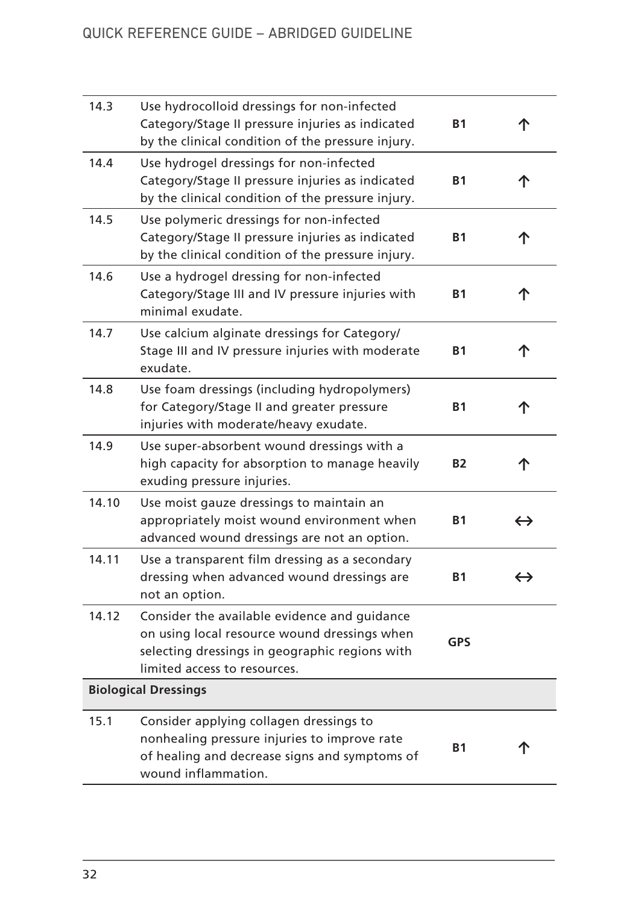| | | | |
|---|---|---|---|
| 14.3 | Use hydrocolloid dressings for non-infected Category/Stage II pressure injuries as indicated by the clinical condition of the pressure injury. | **B1** | ↑ |
| 14.4 | Use hydrogel dressings for non-infected Category/Stage II pressure injuries as indicated by the clinical condition of the pressure injury. | **B1** | ↑ |
| 14.5 | Use polymeric dressings for non-infected Category/Stage II pressure injuries as indicated by the clinical condition of the pressure injury. | **B1** | ↑ |
| 14.6 | Use a hydrogel dressing for non-infected Category/Stage III and IV pressure injuries with minimal exudate. | **B1** | ↑ |
| 14.7 | Use calcium alginate dressings for Category/Stage III and IV pressure injuries with moderate exudate. | **B1** | ↑ |
| 14.8 | Use foam dressings (including hydropolymers) for Category/Stage II and greater pressure injuries with moderate/heavy exudate. | **B1** | ↑ |
| 14.9 | Use super-absorbent wound dressings with a high capacity for absorption to manage heavily exuding pressure injuries. | **B2** | ↑ |
| 14.10 | Use moist gauze dressings to maintain an appropriately moist wound environment when advanced wound dressings are not an option. | **B1** | ↔ |
| 14.11 | Use a transparent film dressing as a secondary dressing when advanced wound dressings are not an option. | **B1** | ↔ |
| 14.12 | Consider the available evidence and guidance on using local resource wound dressings when selecting dressings in geographic regions with limited access to resources. | **GPS** | |
| **Biological Dressings** | | | |
| 15.1 | Consider applying collagen dressings to nonhealing pressure injuries to improve rate of healing and decrease signs and symptoms of wound inflammation. | **B1** | ↑ |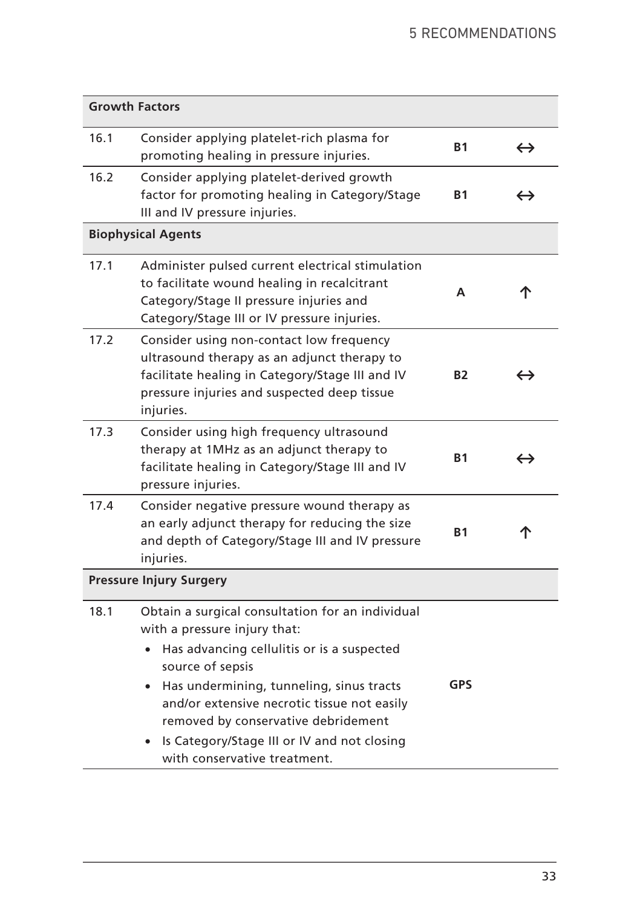| | | | |
|---|---|---|---|
| **Growth Factors** | | | |
| 16.1 | Consider applying platelet-rich plasma for promoting healing in pressure injuries. | **B1** | ↔ |
| 16.2 | Consider applying platelet-derived growth factor for promoting healing in Category/Stage III and IV pressure injuries. | **B1** | ↔ |
| **Biophysical Agents** | | | |
| 17.1 | Administer pulsed current electrical stimulation to facilitate wound healing in recalcitrant Category/Stage II pressure injuries and Category/Stage III or IV pressure injuries. | **A** | ↑ |
| 17.2 | Consider using non-contact low frequency ultrasound therapy as an adjunct therapy to facilitate healing in Category/Stage III and IV pressure injuries and suspected deep tissue injuries. | **B2** | ↔ |
| 17.3 | Consider using high frequency ultrasound therapy at 1MHz as an adjunct therapy to facilitate healing in Category/Stage III and IV pressure injuries. | **B1** | ↔ |
| 17.4 | Consider negative pressure wound therapy as an early adjunct therapy for reducing the size and depth of Category/Stage III and IV pressure injuries. | **B1** | ↑ |
| **Pressure Injury Surgery** | | | |
| 18.1 | Obtain a surgical consultation for an individual with a pressure injury that: <br>• Has advancing cellulitis or is a suspected source of sepsis <br>• Has undermining, tunneling, sinus tracts and/or extensive necrotic tissue not easily removed by conservative debridement <br>• Is Category/Stage III or IV and not closing with conservative treatment. | **GPS** | |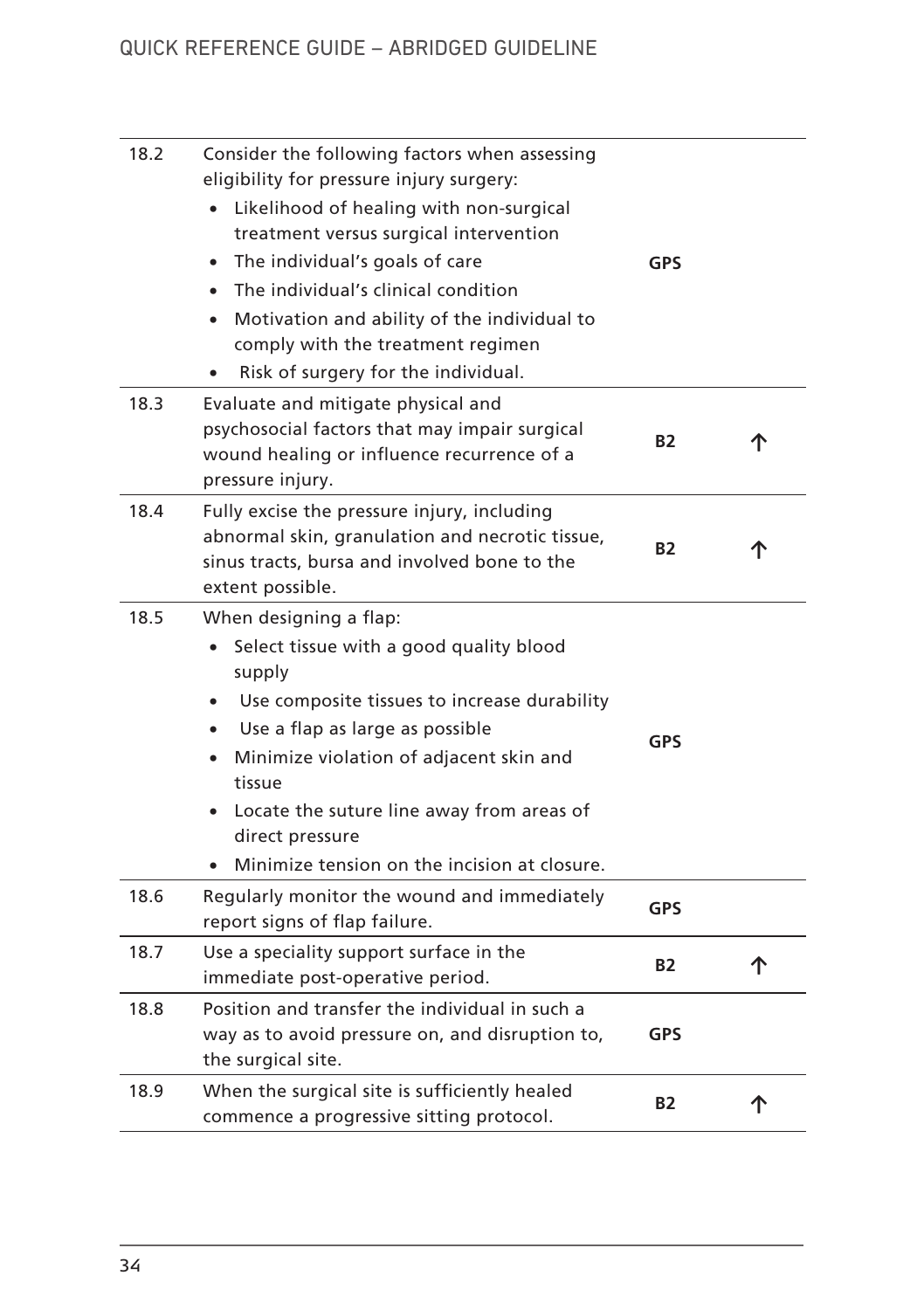| | | | |
|---|---|---|---|
| 18.2 | Consider the following factors when assessing eligibility for pressure injury surgery:<br>• Likelihood of healing with non-surgical treatment versus surgical intervention<br>• The individual's goals of care<br>• The individual's clinical condition<br>• Motivation and ability of the individual to comply with the treatment regimen<br>• Risk of surgery for the individual. | **GPS** | |
| 18.3 | Evaluate and mitigate physical and psychosocial factors that may impair surgical wound healing or influence recurrence of a pressure injury. | **B2** | ↑ |
| 18.4 | Fully excise the pressure injury, including abnormal skin, granulation and necrotic tissue, sinus tracts, bursa and involved bone to the extent possible. | **B2** | ↑ |
| 18.5 | When designing a flap:<br>• Select tissue with a good quality blood supply<br>• Use composite tissues to increase durability<br>• Use a flap as large as possible<br>• Minimize violation of adjacent skin and tissue<br>• Locate the suture line away from areas of direct pressure<br>• Minimize tension on the incision at closure. | **GPS** | |
| 18.6 | Regularly monitor the wound and immediately report signs of flap failure. | **GPS** | |
| 18.7 | Use a speciality support surface in the immediate post-operative period. | **B2** | ↑ |
| 18.8 | Position and transfer the individual in such a way as to avoid pressure on, and disruption to, the surgical site. | **GPS** | |
| 18.9 | When the surgical site is sufficiently healed commence a progressive sitting protocol. | **B2** | ↑ |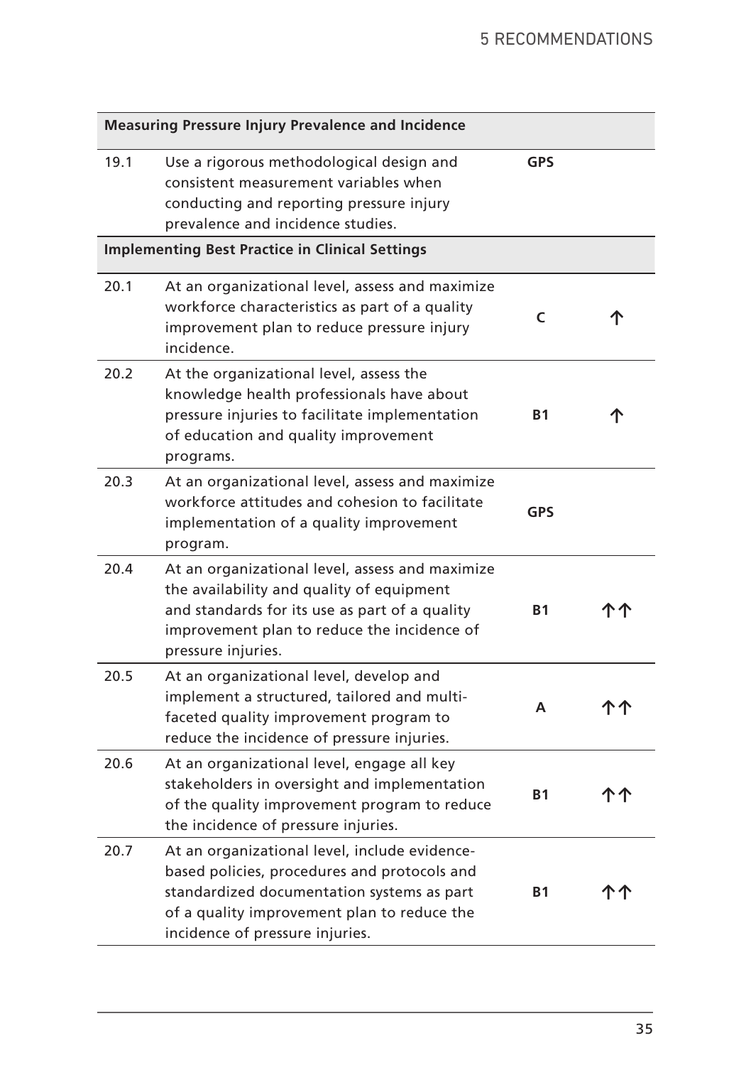| | | | |
|---|---|---|---|
| **Measuring Pressure Injury Prevalence and Incidence** | | | |
| 19.1 | Use a rigorous methodological design and consistent measurement variables when conducting and reporting pressure injury prevalence and incidence studies. | **GPS** | |
| **Implementing Best Practice in Clinical Settings** | | | |
| 20.1 | At an organizational level, assess and maximize workforce characteristics as part of a quality improvement plan to reduce pressure injury incidence. | **C** | ↑ |
| 20.2 | At the organizational level, assess the knowledge health professionals have about pressure injuries to facilitate implementation of education and quality improvement programs. | **B1** | ↑ |
| 20.3 | At an organizational level, assess and maximize workforce attitudes and cohesion to facilitate implementation of a quality improvement program. | **GPS** | |
| 20.4 | At an organizational level, assess and maximize the availability and quality of equipment and standards for its use as part of a quality improvement plan to reduce the incidence of pressure injuries. | **B1** | ↑↑ |
| 20.5 | At an organizational level, develop and implement a structured, tailored and multi-faceted quality improvement program to reduce the incidence of pressure injuries. | **A** | ↑↑ |
| 20.6 | At an organizational level, engage all key stakeholders in oversight and implementation of the quality improvement program to reduce the incidence of pressure injuries. | **B1** | ↑↑ |
| 20.7 | At an organizational level, include evidence-based policies, procedures and protocols and standardized documentation systems as part of a quality improvement plan to reduce the incidence of pressure injuries. | **B1** | ↑↑ |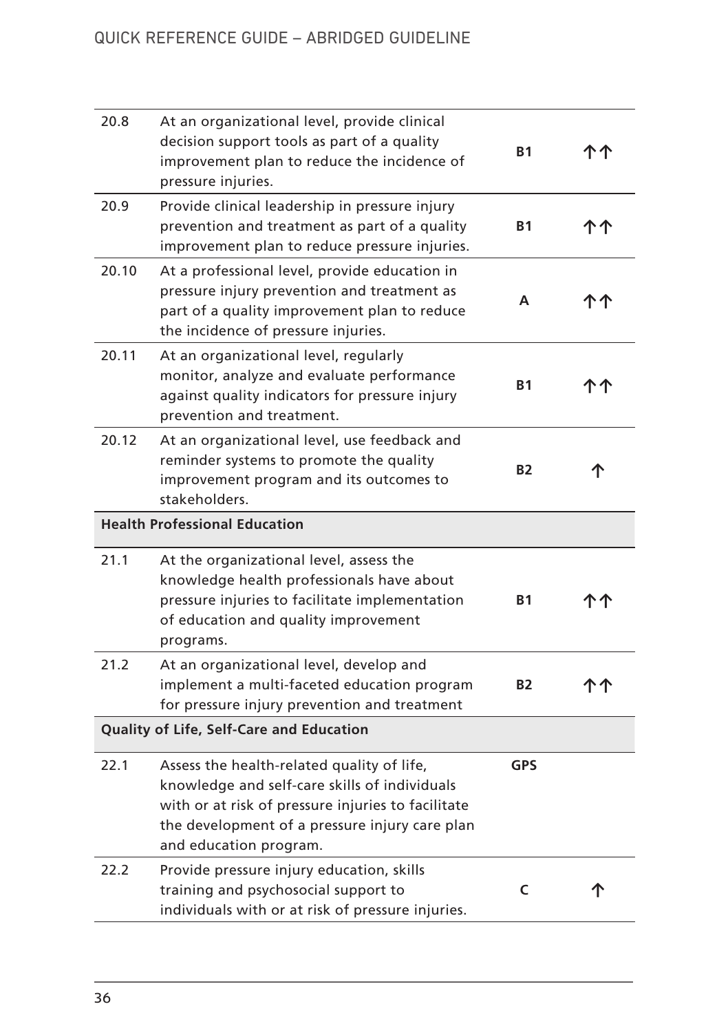| | | | |
|---|---|---|---|
| 20.8 | At an organizational level, provide clinical decision support tools as part of a quality improvement plan to reduce the incidence of pressure injuries. | **B1** | ↑↑ |
| 20.9 | Provide clinical leadership in pressure injury prevention and treatment as part of a quality improvement plan to reduce pressure injuries. | **B1** | ↑↑ |
| 20.10 | At a professional level, provide education in pressure injury prevention and treatment as part of a quality improvement plan to reduce the incidence of pressure injuries. | **A** | ↑↑ |
| 20.11 | At an organizational level, regularly monitor, analyze and evaluate performance against quality indicators for pressure injury prevention and treatment. | **B1** | ↑↑ |
| 20.12 | At an organizational level, use feedback and reminder systems to promote the quality improvement program and its outcomes to stakeholders. | **B2** | ↑ |
| **Health Professional Education** | | | |
| 21.1 | At the organizational level, assess the knowledge health professionals have about pressure injuries to facilitate implementation of education and quality improvement programs. | **B1** | ↑↑ |
| 21.2 | At an organizational level, develop and implement a multi-faceted education program for pressure injury prevention and treatment | **B2** | ↑↑ |
| **Quality of Life, Self-Care and Education** | | | |
| 22.1 | Assess the health-related quality of life, knowledge and self-care skills of individuals with or at risk of pressure injuries to facilitate the development of a pressure injury care plan and education program. | **GPS** | |
| 22.2 | Provide pressure injury education, skills training and psychosocial support to individuals with or at risk of pressure injuries. | **C** | ↑ |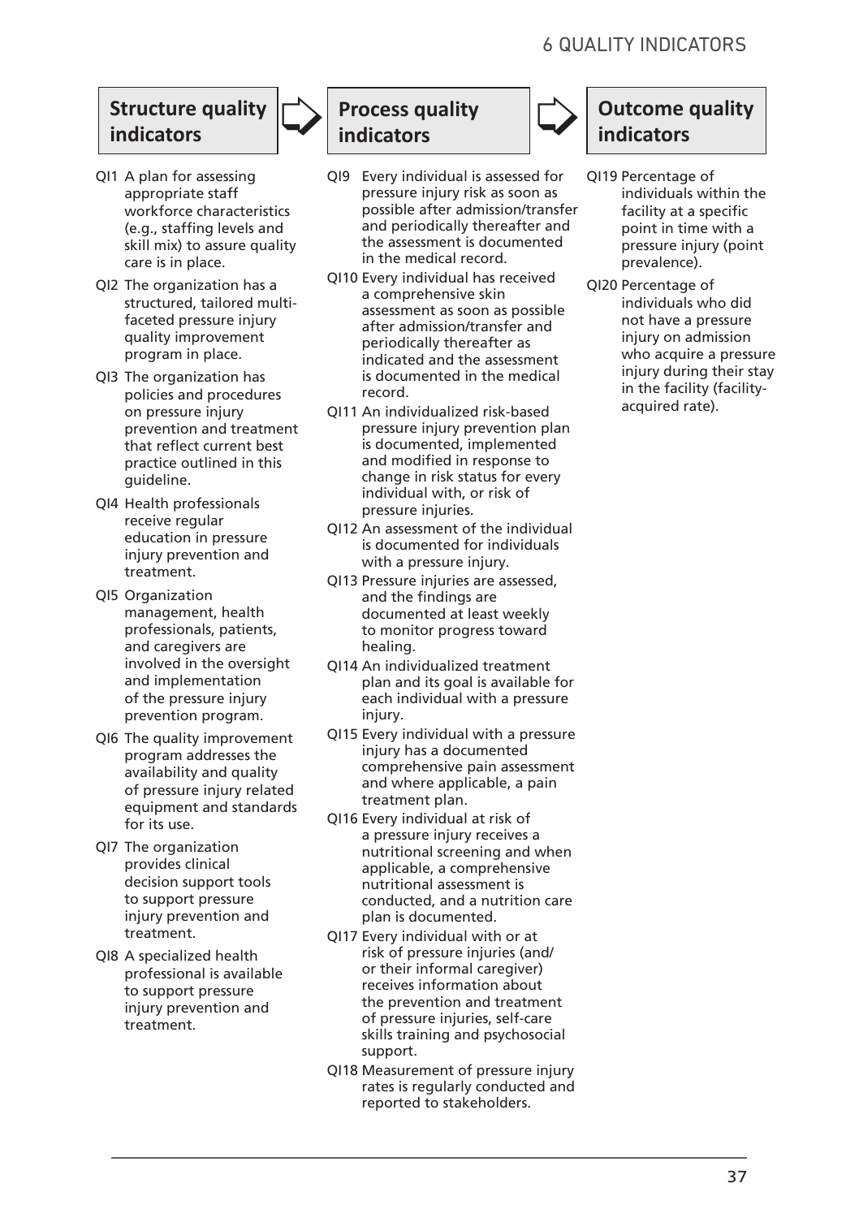## Structure quality indicators

- QI1 A plan for assessing appropriate staff workforce characteristics (e.g., staffing levels and skill mix) to assure quality care is in place.
- QI2 The organization has a structured, tailored multi-faceted pressure injury quality improvement program in place.
- QI3 The organization has policies and procedures on pressure injury prevention and treatment that reflect current best practice outlined in this guideline.
- QI4 Health professionals receive regular education in pressure injury prevention and treatment.
- QI5 Organization management, health professionals, patients, and caregivers are involved in the oversight and implementation of the pressure injury prevention program.
- QI6 The quality improvement program addresses the availability and quality of pressure injury related equipment and standards for its use.
- QI7 The organization provides clinical decision support tools to support pressure injury prevention and treatment.
- QI8 A specialized health professional is available to support pressure injury prevention and treatment.

## Process quality indicators

- QI9 Every individual is assessed for pressure injury risk as soon as possible after admission/transfer and periodically thereafter and the assessment is documented in the medical record.
- QI10 Every individual has received a comprehensive skin assessment as soon as possible after admission/transfer and periodically thereafter as indicated and the assessment is documented in the medical record.
- QI11 An individualized risk-based pressure injury prevention plan is documented, implemented and modified in response to change in risk status for every individual with, or risk of pressure injuries.
- QI12 An assessment of the individual is documented for individuals with a pressure injury.
- QI13 Pressure injuries are assessed, and the findings are documented at least weekly to monitor progress toward healing.
- QI14 An individualized treatment plan and its goal is available for each individual with a pressure injury.
- QI15 Every individual with a pressure injury has a documented comprehensive pain assessment and where applicable, a pain treatment plan.
- QI16 Every individual at risk of a pressure injury receives a nutritional screening and when applicable, a comprehensive nutritional assessment is conducted, and a nutrition care plan is documented.
- QI17 Every individual with or at risk of pressure injuries (and/or their informal caregiver) receives information about the prevention and treatment of pressure injuries, self-care skills training and psychosocial support.
- QI18 Measurement of pressure injury rates is regularly conducted and reported to stakeholders.

## Outcome quality indicators

- QI19 Percentage of individuals within the facility at a specific point in time with a pressure injury (point prevalence).
- QI20 Percentage of individuals who did not have a pressure injury on admission who acquire a pressure injury during their stay in the facility (facility-acquired rate).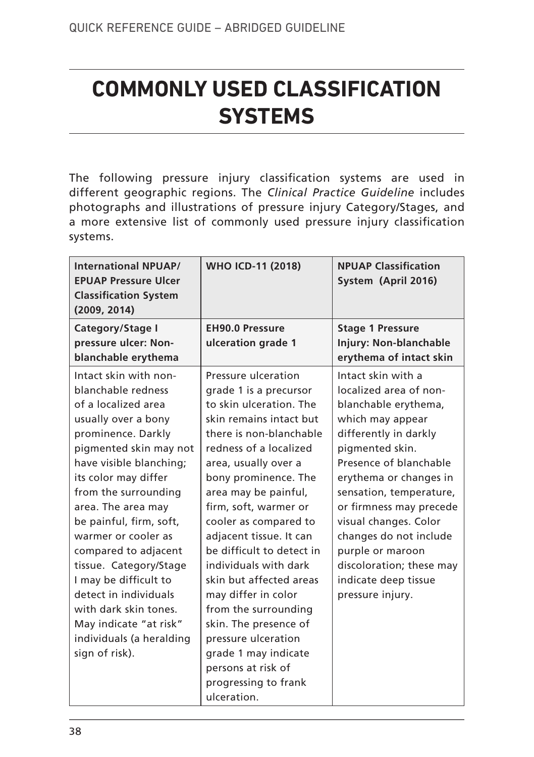# COMMONLY USED CLASSIFICATION SYSTEMS

The following pressure injury classification systems are used in different geographic regions. The *Clinical Practice Guideline* includes photographs and illustrations of pressure injury Category/Stages, and a more extensive list of commonly used pressure injury classification systems.

| International NPUAP/ EPUAP Pressure Ulcer Classification System (2009, 2014) | WHO ICD-11 (2018) | NPUAP Classification System (April 2016) |
|---|---|---|
| **Category/Stage I pressure ulcer: Non-blanchable erythema** | **EH90.0 Pressure ulceration grade 1** | **Stage 1 Pressure Injury: Non-blanchable erythema of intact skin** |
| Intact skin with non-blanchable redness of a localized area usually over a bony prominence. Darkly pigmented skin may not have visible blanching; its color may differ from the surrounding area. The area may be painful, firm, soft, warmer or cooler as compared to adjacent tissue. Category/Stage I may be difficult to detect in individuals with dark skin tones. May indicate "at risk" individuals (a heralding sign of risk). | Pressure ulceration grade 1 is a precursor to skin ulceration. The skin remains intact but there is non-blanchable redness of a localized area, usually over a bony prominence. The area may be painful, firm, soft, warmer or cooler as compared to adjacent tissue. It can be difficult to detect in individuals with dark skin but affected areas may differ in color from the surrounding skin. The presence of pressure ulceration grade 1 may indicate persons at risk of progressing to frank ulceration. | Intact skin with a localized area of non-blanchable erythema, which may appear differently in darkly pigmented skin. Presence of blanchable erythema or changes in sensation, temperature, or firmness may precede visual changes. Color changes do not include purple or maroon discoloration; these may indicate deep tissue pressure injury. |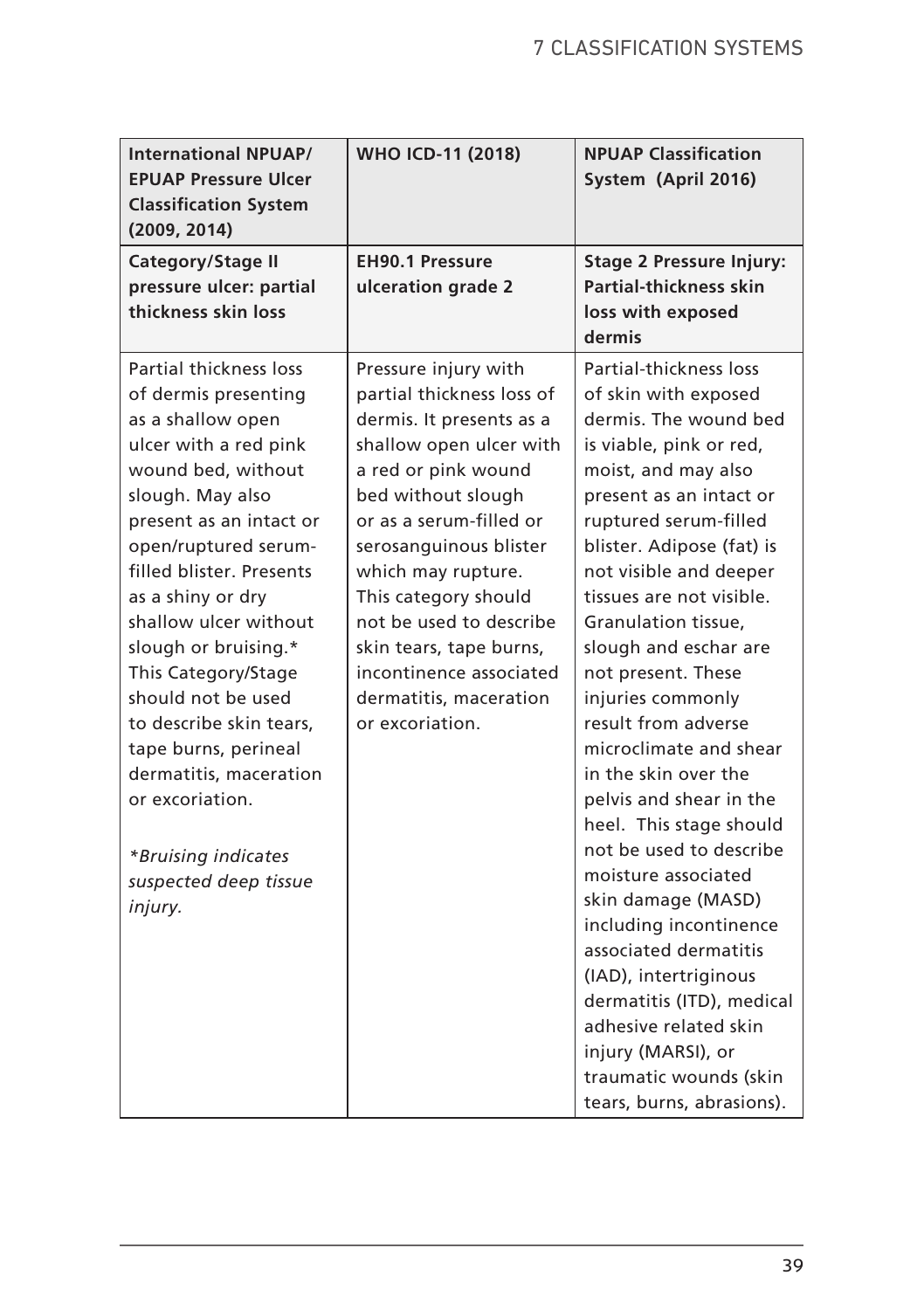| International NPUAP/ EPUAP Pressure Ulcer Classification System (2009, 2014) | WHO ICD-11 (2018) | NPUAP Classification System (April 2016) |
|---|---|---|
| **Category/Stage II pressure ulcer: partial thickness skin loss** | **EH90.1 Pressure ulceration grade 2** | **Stage 2 Pressure Injury: Partial-thickness skin loss with exposed dermis** |
| Partial thickness loss of dermis presenting as a shallow open ulcer with a red pink wound bed, without slough. May also present as an intact or open/ruptured serum-filled blister. Presents as a shiny or dry shallow ulcer without slough or bruising.* This Category/Stage should not be used to describe skin tears, tape burns, perineal dermatitis, maceration or excoriation.<br><br>*\*Bruising indicates suspected deep tissue injury.* | Pressure injury with partial thickness loss of dermis. It presents as a shallow open ulcer with a red or pink wound bed without slough or as a serum-filled or serosanguinous blister which may rupture. This category should not be used to describe skin tears, tape burns, incontinence associated dermatitis, maceration or excoriation. | Partial-thickness loss of skin with exposed dermis. The wound bed is viable, pink or red, moist, and may also present as an intact or ruptured serum-filled blister. Adipose (fat) is not visible and deeper tissues are not visible. Granulation tissue, slough and eschar are not present. These injuries commonly result from adverse microclimate and shear in the skin over the pelvis and shear in the heel. This stage should not be used to describe moisture associated skin damage (MASD) including incontinence associated dermatitis (IAD), intertriginous dermatitis (ITD), medical adhesive related skin injury (MARSI), or traumatic wounds (skin tears, burns, abrasions). |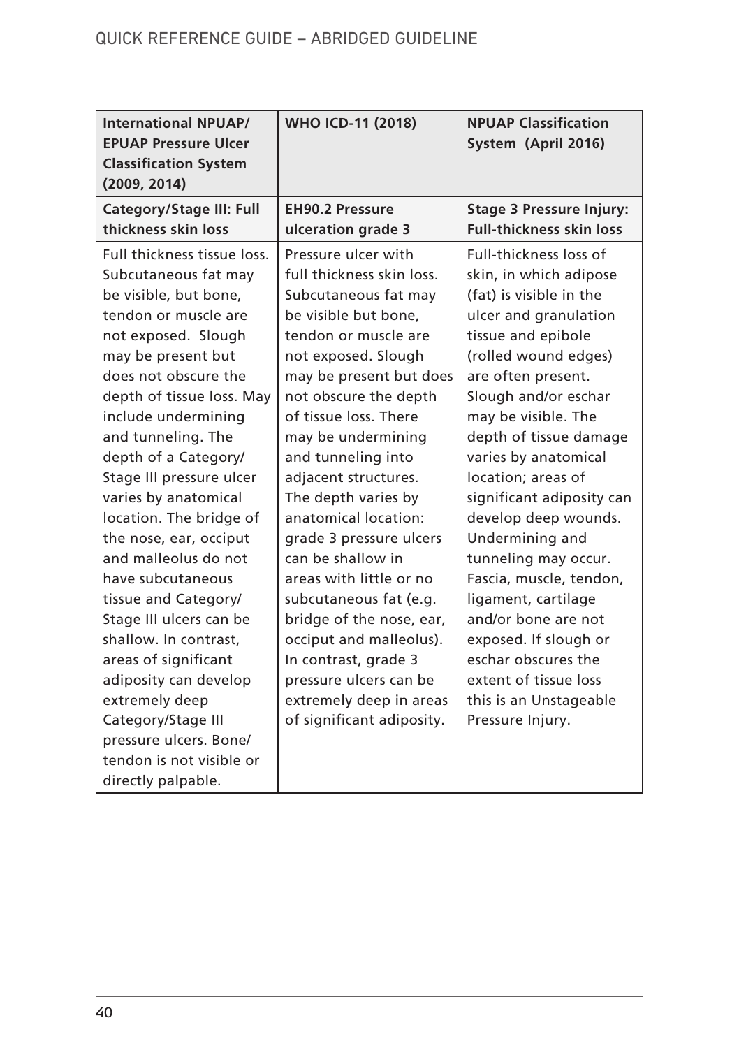| International NPUAP/ EPUAP Pressure Ulcer Classification System (2009, 2014) | WHO ICD-11 (2018) | NPUAP Classification System (April 2016) |
|---|---|---|
| **Category/Stage III: Full thickness skin loss** | **EH90.2 Pressure ulceration grade 3** | **Stage 3 Pressure Injury: Full-thickness skin loss** |
| Full thickness tissue loss. Subcutaneous fat may be visible, but bone, tendon or muscle are not exposed. Slough may be present but does not obscure the depth of tissue loss. May include undermining and tunneling. The depth of a Category/ Stage III pressure ulcer varies by anatomical location. The bridge of the nose, ear, occiput and malleolus do not have subcutaneous tissue and Category/ Stage III ulcers can be shallow. In contrast, areas of significant adiposity can develop extremely deep Category/Stage III pressure ulcers. Bone/ tendon is not visible or directly palpable. | Pressure ulcer with full thickness skin loss. Subcutaneous fat may be visible but bone, tendon or muscle are not exposed. Slough may be present but does not obscure the depth of tissue loss. There may be undermining and tunneling into adjacent structures. The depth varies by anatomical location: grade 3 pressure ulcers can be shallow in areas with little or no subcutaneous fat (e.g. bridge of the nose, ear, occiput and malleolus). In contrast, grade 3 pressure ulcers can be extremely deep in areas of significant adiposity. | Full-thickness loss of skin, in which adipose (fat) is visible in the ulcer and granulation tissue and epibole (rolled wound edges) are often present. Slough and/or eschar may be visible. The depth of tissue damage varies by anatomical location; areas of significant adiposity can develop deep wounds. Undermining and tunneling may occur. Fascia, muscle, tendon, ligament, cartilage and/or bone are not exposed. If slough or eschar obscures the extent of tissue loss this is an Unstageable Pressure Injury. |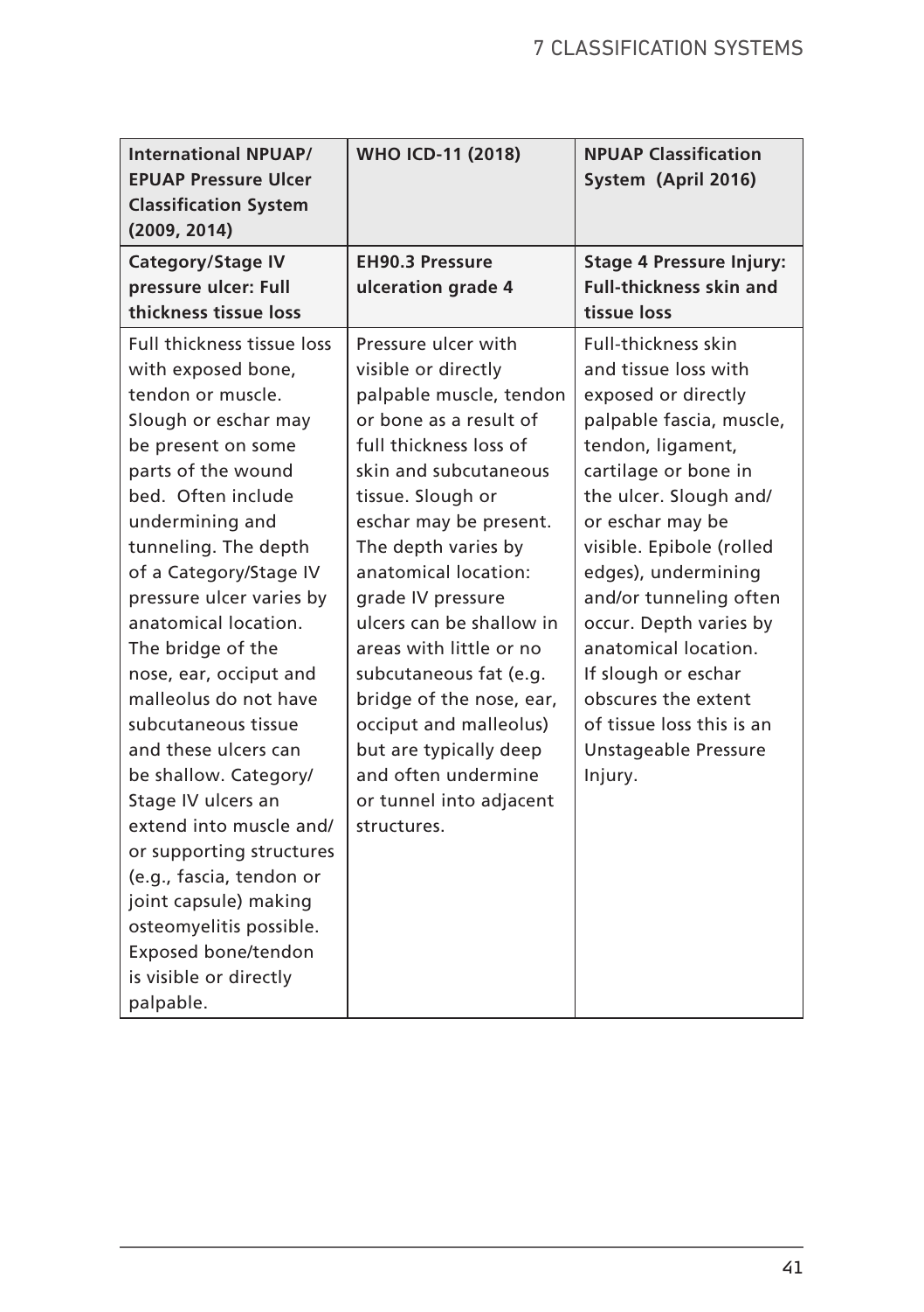| International NPUAP/ EPUAP Pressure Ulcer Classification System (2009, 2014) | WHO ICD-11 (2018) | NPUAP Classification System (April 2016) |
|---|---|---|
| **Category/Stage IV pressure ulcer: Full thickness tissue loss** | **EH90.3 Pressure ulceration grade 4** | **Stage 4 Pressure Injury: Full-thickness skin and tissue loss** |
| Full thickness tissue loss with exposed bone, tendon or muscle. Slough or eschar may be present on some parts of the wound bed. Often include undermining and tunneling. The depth of a Category/Stage IV pressure ulcer varies by anatomical location. The bridge of the nose, ear, occiput and malleolus do not have subcutaneous tissue and these ulcers can be shallow. Category/ Stage IV ulcers an extend into muscle and/ or supporting structures (e.g., fascia, tendon or joint capsule) making osteomyelitis possible. Exposed bone/tendon is visible or directly palpable. | Pressure ulcer with visible or directly palpable muscle, tendon or bone as a result of full thickness loss of skin and subcutaneous tissue. Slough or eschar may be present. The depth varies by anatomical location: grade IV pressure ulcers can be shallow in areas with little or no subcutaneous fat (e.g. bridge of the nose, ear, occiput and malleolus) but are typically deep and often undermine or tunnel into adjacent structures. | Full-thickness skin and tissue loss with exposed or directly palpable fascia, muscle, tendon, ligament, cartilage or bone in the ulcer. Slough and/ or eschar may be visible. Epibole (rolled edges), undermining and/or tunneling often occur. Depth varies by anatomical location. If slough or eschar obscures the extent of tissue loss this is an Unstageable Pressure Injury. |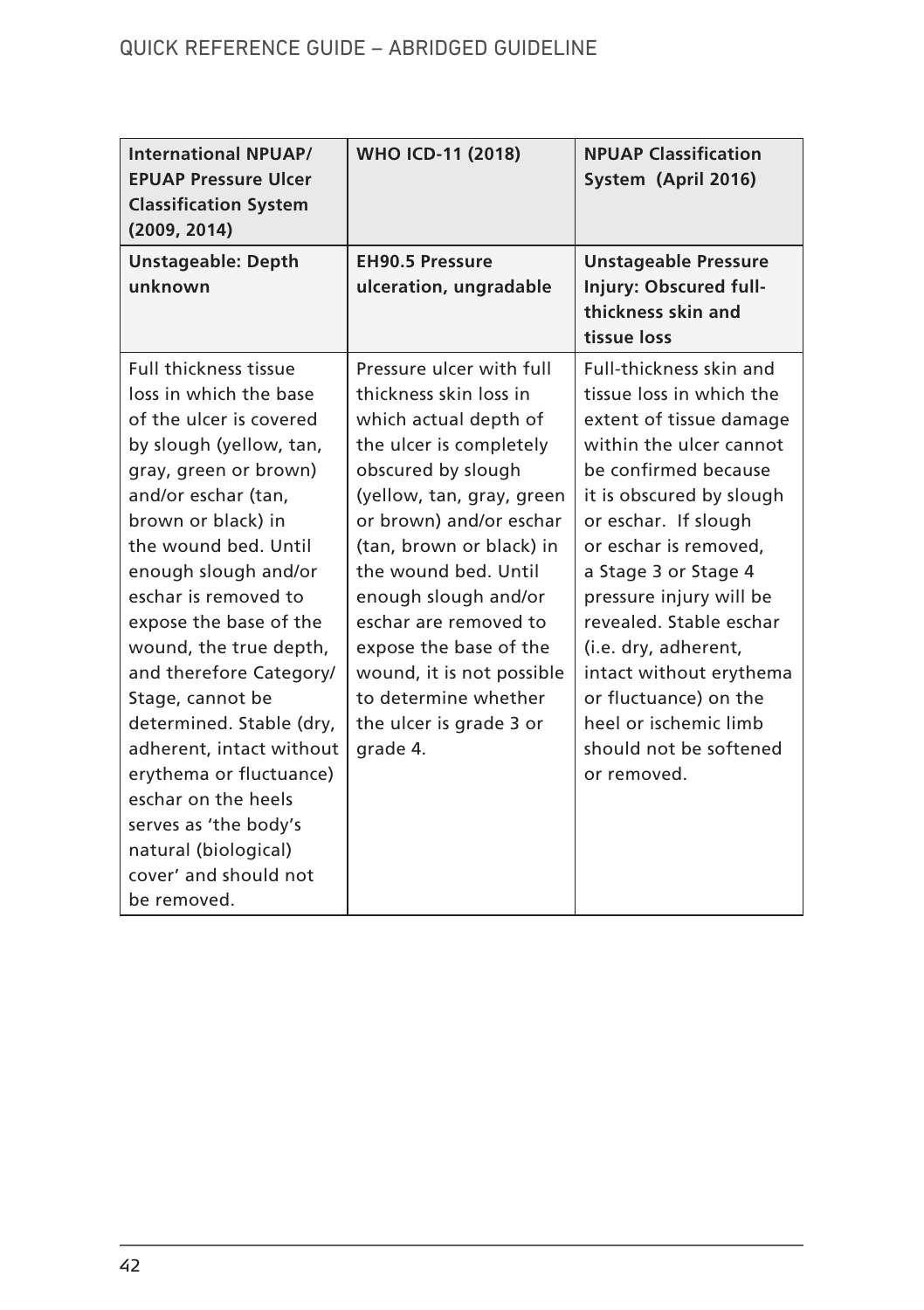| International NPUAP/ EPUAP Pressure Ulcer Classification System (2009, 2014) | WHO ICD-11 (2018) | NPUAP Classification System (April 2016) |
|---|---|---|
| **Unstageable: Depth unknown** | **EH90.5 Pressure ulceration, ungradable** | **Unstageable Pressure Injury: Obscured full-thickness skin and tissue loss** |
| Full thickness tissue loss in which the base of the ulcer is covered by slough (yellow, tan, gray, green or brown) and/or eschar (tan, brown or black) in the wound bed. Until enough slough and/or eschar is removed to expose the base of the wound, the true depth, and therefore Category/ Stage, cannot be determined. Stable (dry, adherent, intact without erythema or fluctuance) eschar on the heels serves as 'the body's natural (biological) cover' and should not be removed. | Pressure ulcer with full thickness skin loss in which actual depth of the ulcer is completely obscured by slough (yellow, tan, gray, green or brown) and/or eschar (tan, brown or black) in the wound bed. Until enough slough and/or eschar are removed to expose the base of the wound, it is not possible to determine whether the ulcer is grade 3 or grade 4. | Full-thickness skin and tissue loss in which the extent of tissue damage within the ulcer cannot be confirmed because it is obscured by slough or eschar. If slough or eschar is removed, a Stage 3 or Stage 4 pressure injury will be revealed. Stable eschar (i.e. dry, adherent, intact without erythema or fluctuance) on the heel or ischemic limb should not be softened or removed. |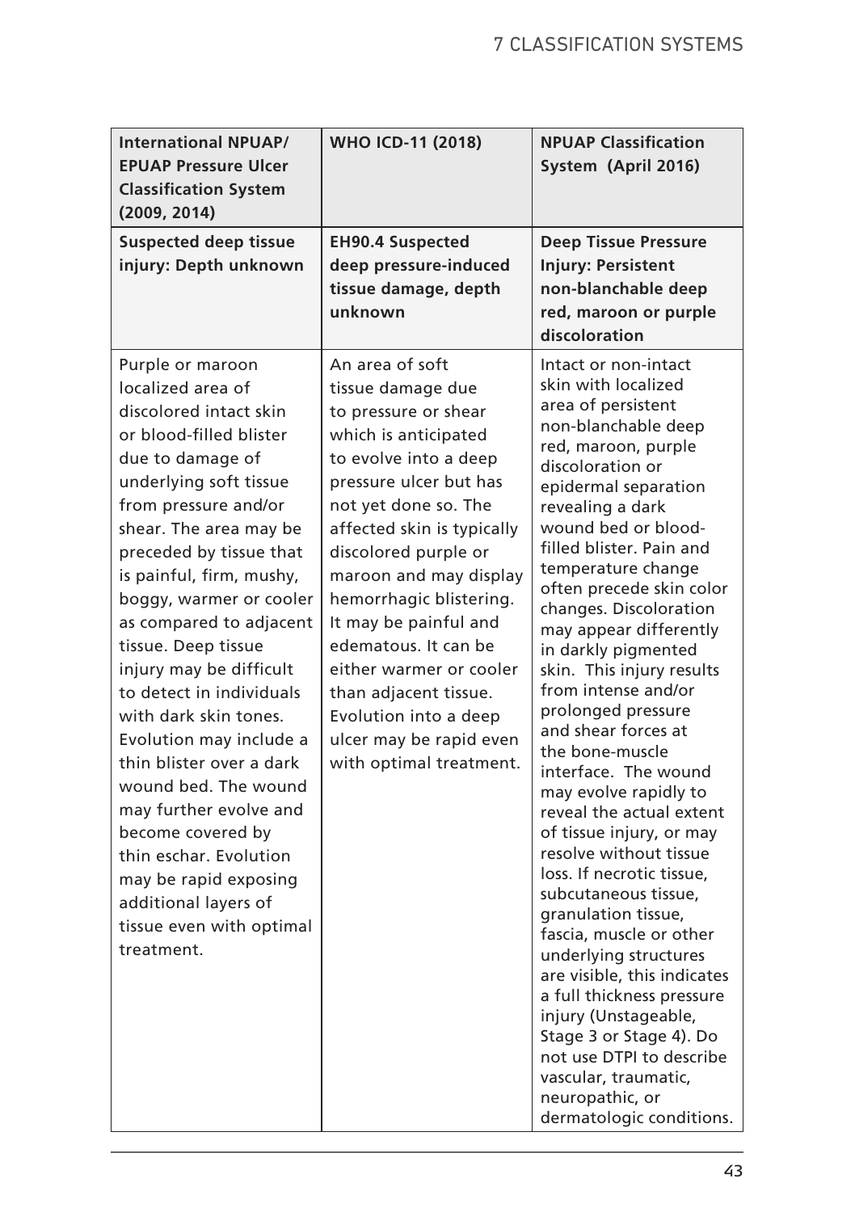| **International NPUAP/ EPUAP Pressure Ulcer Classification System (2009, 2014)** | **WHO ICD-11 (2018)** | **NPUAP Classification System (April 2016)** |
|---|---|---|
| **Suspected deep tissue injury: Depth unknown** | **EH90.4 Suspected deep pressure-induced tissue damage, depth unknown** | **Deep Tissue Pressure Injury: Persistent non-blanchable deep red, maroon or purple discoloration** |
| Purple or maroon localized area of discolored intact skin or blood-filled blister due to damage of underlying soft tissue from pressure and/or shear. The area may be preceded by tissue that is painful, firm, mushy, boggy, warmer or cooler as compared to adjacent tissue. Deep tissue injury may be difficult to detect in individuals with dark skin tones. Evolution may include a thin blister over a dark wound bed. The wound may further evolve and become covered by thin eschar. Evolution may be rapid exposing additional layers of tissue even with optimal treatment. | An area of soft tissue damage due to pressure or shear which is anticipated to evolve into a deep pressure ulcer but has not yet done so. The affected skin is typically discolored purple or maroon and may display hemorrhagic blistering. It may be painful and edematous. It can be either warmer or cooler than adjacent tissue. Evolution into a deep ulcer may be rapid even with optimal treatment. | Intact or non-intact skin with localized area of persistent non-blanchable deep red, maroon, purple discoloration or epidermal separation revealing a dark wound bed or blood-filled blister. Pain and temperature change often precede skin color changes. Discoloration may appear differently in darkly pigmented skin. This injury results from intense and/or prolonged pressure and shear forces at the bone-muscle interface. The wound may evolve rapidly to reveal the actual extent of tissue injury, or may resolve without tissue loss. If necrotic tissue, subcutaneous tissue, granulation tissue, fascia, muscle or other underlying structures are visible, this indicates a full thickness pressure injury (Unstageable, Stage 3 or Stage 4). Do not use DTPI to describe vascular, traumatic, neuropathic, or dermatologic conditions. |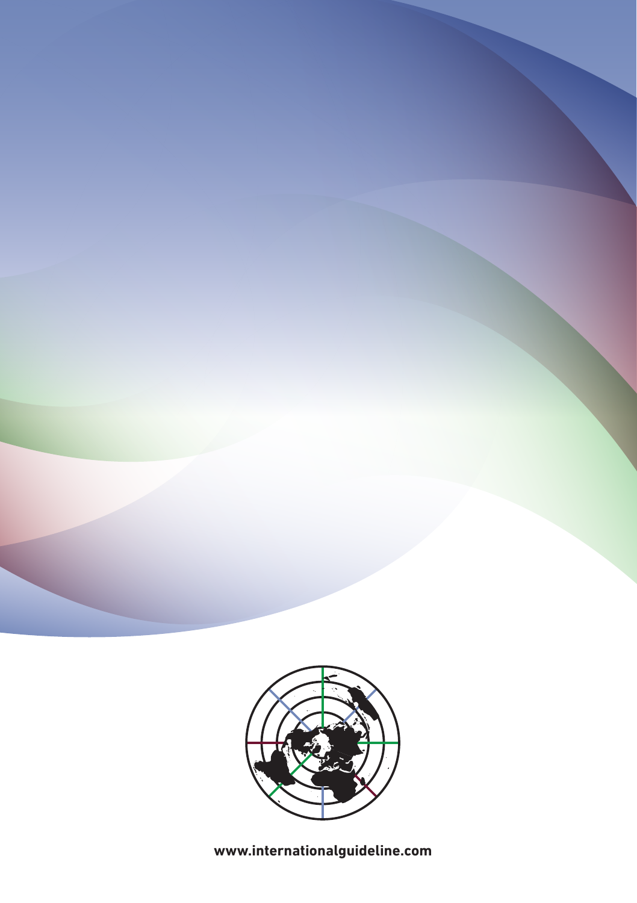www.internationalguideline.com